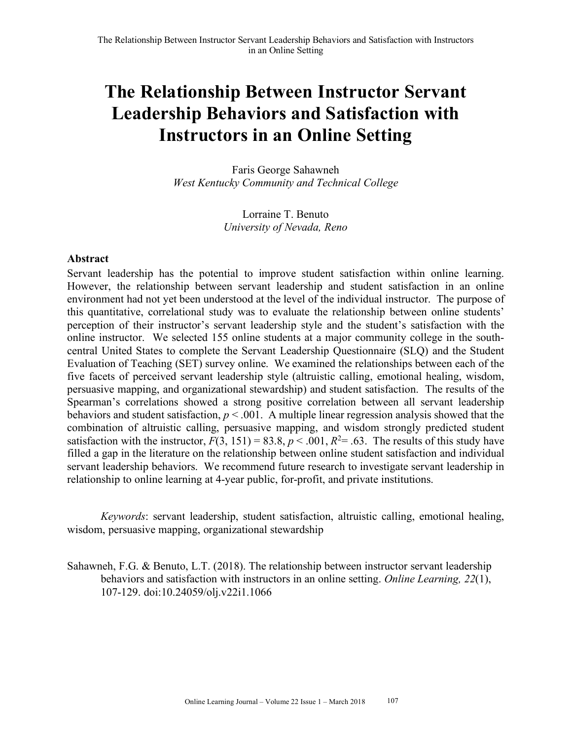# The Relationship Between Instructor Servant Leadership Behaviors and Satisfaction with Instructors in an Online Setting

Faris George Sahawneh
*West Kentucky Community and Technical College*

Lorraine T. Benuto
*University of Nevada, Reno*

## Abstract

Servant leadership has the potential to improve student satisfaction within online learning. However, the relationship between servant leadership and student satisfaction in an online environment had not yet been understood at the level of the individual instructor. The purpose of this quantitative, correlational study was to evaluate the relationship between online students' perception of their instructor's servant leadership style and the student's satisfaction with the online instructor. We selected 155 online students at a major community college in the south-central United States to complete the Servant Leadership Questionnaire (SLQ) and the Student Evaluation of Teaching (SET) survey online. We examined the relationships between each of the five facets of perceived servant leadership style (altruistic calling, emotional healing, wisdom, persuasive mapping, and organizational stewardship) and student satisfaction. The results of the Spearman's correlations showed a strong positive correlation between all servant leadership behaviors and student satisfaction, $p < .001$. A multiple linear regression analysis showed that the combination of altruistic calling, persuasive mapping, and wisdom strongly predicted student satisfaction with the instructor, $F(3, 151) = 83.8$, $p < .001$, $R^2 = .63$. The results of this study have filled a gap in the literature on the relationship between online student satisfaction and individual servant leadership behaviors. We recommend future research to investigate servant leadership in relationship to online learning at 4-year public, for-profit, and private institutions.

*Keywords*: servant leadership, student satisfaction, altruistic calling, emotional healing, wisdom, persuasive mapping, organizational stewardship

Sahawneh, F.G. & Benuto, L.T. (2018). The relationship between instructor servant leadership behaviors and satisfaction with instructors in an online setting. *Online Learning, 22*(1), 107-129. doi:10.24059/olj.v22i1.1066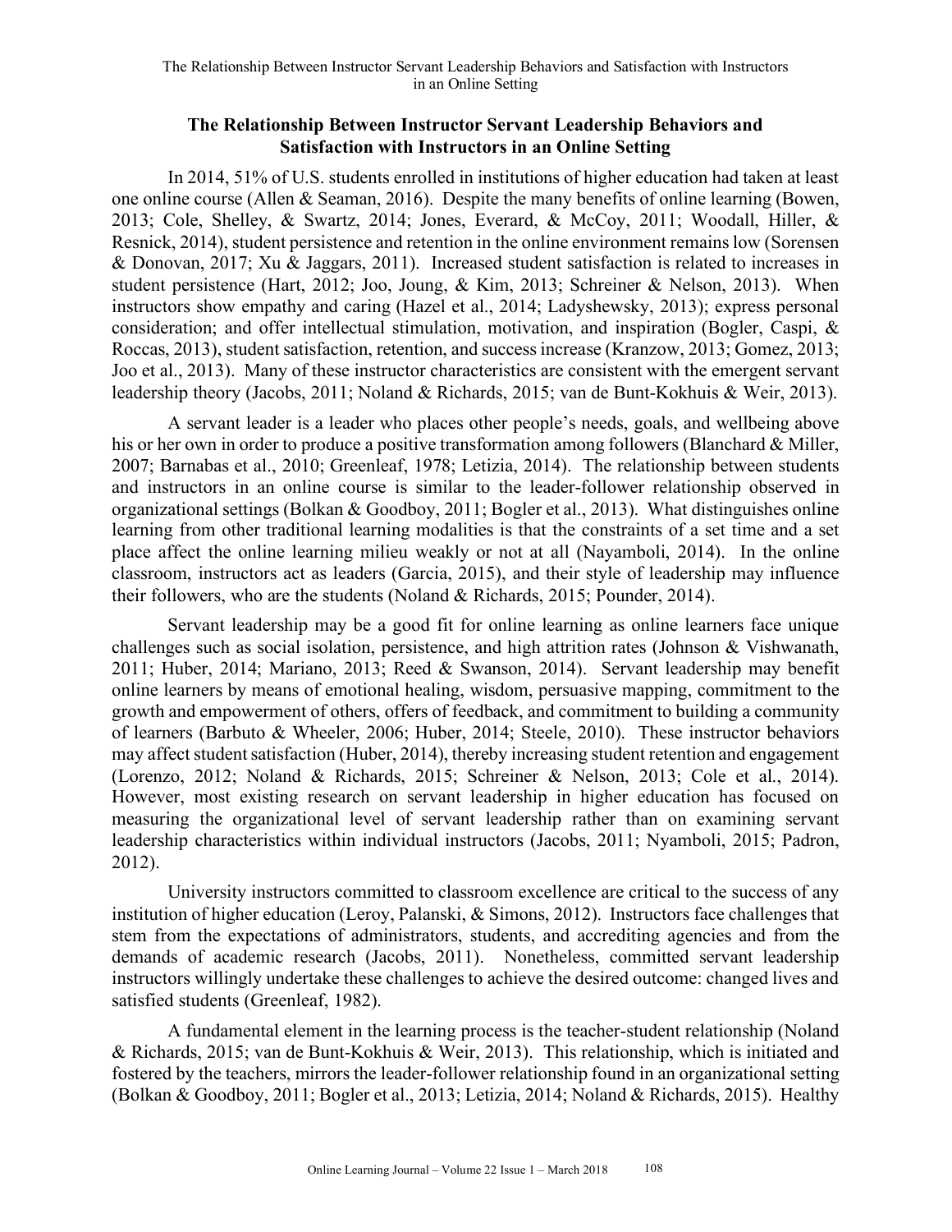## The Relationship Between Instructor Servant Leadership Behaviors and Satisfaction with Instructors in an Online Setting

In 2014, 51% of U.S. students enrolled in institutions of higher education had taken at least one online course (Allen & Seaman, 2016). Despite the many benefits of online learning (Bowen, 2013; Cole, Shelley, & Swartz, 2014; Jones, Everard, & McCoy, 2011; Woodall, Hiller, & Resnick, 2014), student persistence and retention in the online environment remains low (Sorensen & Donovan, 2017; Xu & Jaggars, 2011). Increased student satisfaction is related to increases in student persistence (Hart, 2012; Joo, Joung, & Kim, 2013; Schreiner & Nelson, 2013). When instructors show empathy and caring (Hazel et al., 2014; Ladyshewsky, 2013); express personal consideration; and offer intellectual stimulation, motivation, and inspiration (Bogler, Caspi, & Roccas, 2013), student satisfaction, retention, and success increase (Kranzow, 2013; Gomez, 2013; Joo et al., 2013). Many of these instructor characteristics are consistent with the emergent servant leadership theory (Jacobs, 2011; Noland & Richards, 2015; van de Bunt-Kokhuis & Weir, 2013).

A servant leader is a leader who places other people's needs, goals, and wellbeing above his or her own in order to produce a positive transformation among followers (Blanchard & Miller, 2007; Barnabas et al., 2010; Greenleaf, 1978; Letizia, 2014). The relationship between students and instructors in an online course is similar to the leader-follower relationship observed in organizational settings (Bolkan & Goodboy, 2011; Bogler et al., 2013). What distinguishes online learning from other traditional learning modalities is that the constraints of a set time and a set place affect the online learning milieu weakly or not at all (Nayamboli, 2014). In the online classroom, instructors act as leaders (Garcia, 2015), and their style of leadership may influence their followers, who are the students (Noland & Richards, 2015; Pounder, 2014).

Servant leadership may be a good fit for online learning as online learners face unique challenges such as social isolation, persistence, and high attrition rates (Johnson & Vishwanath, 2011; Huber, 2014; Mariano, 2013; Reed & Swanson, 2014). Servant leadership may benefit online learners by means of emotional healing, wisdom, persuasive mapping, commitment to the growth and empowerment of others, offers of feedback, and commitment to building a community of learners (Barbuto & Wheeler, 2006; Huber, 2014; Steele, 2010). These instructor behaviors may affect student satisfaction (Huber, 2014), thereby increasing student retention and engagement (Lorenzo, 2012; Noland & Richards, 2015; Schreiner & Nelson, 2013; Cole et al., 2014). However, most existing research on servant leadership in higher education has focused on measuring the organizational level of servant leadership rather than on examining servant leadership characteristics within individual instructors (Jacobs, 2011; Nyamboli, 2015; Padron, 2012).

University instructors committed to classroom excellence are critical to the success of any institution of higher education (Leroy, Palanski, & Simons, 2012). Instructors face challenges that stem from the expectations of administrators, students, and accrediting agencies and from the demands of academic research (Jacobs, 2011). Nonetheless, committed servant leadership instructors willingly undertake these challenges to achieve the desired outcome: changed lives and satisfied students (Greenleaf, 1982).

A fundamental element in the learning process is the teacher-student relationship (Noland & Richards, 2015; van de Bunt-Kokhuis & Weir, 2013). This relationship, which is initiated and fostered by the teachers, mirrors the leader-follower relationship found in an organizational setting (Bolkan & Goodboy, 2011; Bogler et al., 2013; Letizia, 2014; Noland & Richards, 2015). Healthy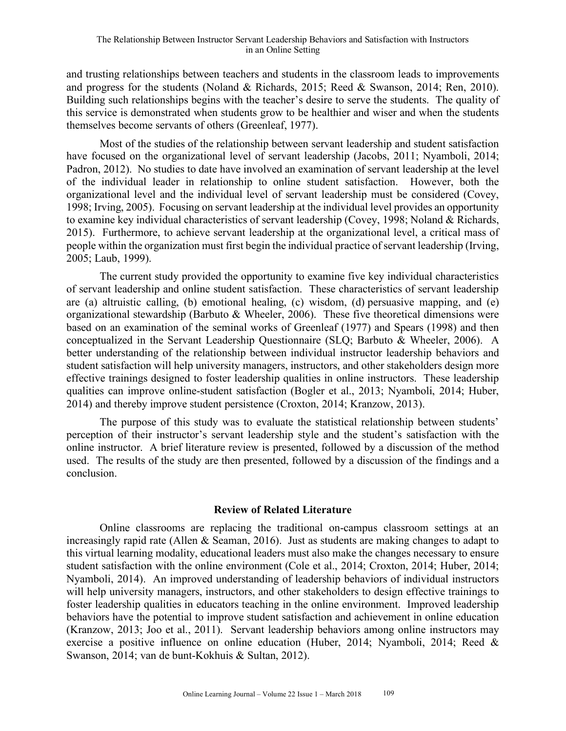and trusting relationships between teachers and students in the classroom leads to improvements and progress for the students (Noland & Richards, 2015; Reed & Swanson, 2014; Ren, 2010). Building such relationships begins with the teacher's desire to serve the students. The quality of this service is demonstrated when students grow to be healthier and wiser and when the students themselves become servants of others (Greenleaf, 1977).

Most of the studies of the relationship between servant leadership and student satisfaction have focused on the organizational level of servant leadership (Jacobs, 2011; Nyamboli, 2014; Padron, 2012). No studies to date have involved an examination of servant leadership at the level of the individual leader in relationship to online student satisfaction. However, both the organizational level and the individual level of servant leadership must be considered (Covey, 1998; Irving, 2005). Focusing on servant leadership at the individual level provides an opportunity to examine key individual characteristics of servant leadership (Covey, 1998; Noland & Richards, 2015). Furthermore, to achieve servant leadership at the organizational level, a critical mass of people within the organization must first begin the individual practice of servant leadership (Irving, 2005; Laub, 1999).

The current study provided the opportunity to examine five key individual characteristics of servant leadership and online student satisfaction. These characteristics of servant leadership are (a) altruistic calling, (b) emotional healing, (c) wisdom, (d) persuasive mapping, and (e) organizational stewardship (Barbuto & Wheeler, 2006). These five theoretical dimensions were based on an examination of the seminal works of Greenleaf (1977) and Spears (1998) and then conceptualized in the Servant Leadership Questionnaire (SLQ; Barbuto & Wheeler, 2006). A better understanding of the relationship between individual instructor leadership behaviors and student satisfaction will help university managers, instructors, and other stakeholders design more effective trainings designed to foster leadership qualities in online instructors. These leadership qualities can improve online-student satisfaction (Bogler et al., 2013; Nyamboli, 2014; Huber, 2014) and thereby improve student persistence (Croxton, 2014; Kranzow, 2013).

The purpose of this study was to evaluate the statistical relationship between students' perception of their instructor's servant leadership style and the student's satisfaction with the online instructor. A brief literature review is presented, followed by a discussion of the method used. The results of the study are then presented, followed by a discussion of the findings and a conclusion.

## Review of Related Literature

Online classrooms are replacing the traditional on-campus classroom settings at an increasingly rapid rate (Allen & Seaman, 2016). Just as students are making changes to adapt to this virtual learning modality, educational leaders must also make the changes necessary to ensure student satisfaction with the online environment (Cole et al., 2014; Croxton, 2014; Huber, 2014; Nyamboli, 2014). An improved understanding of leadership behaviors of individual instructors will help university managers, instructors, and other stakeholders to design effective trainings to foster leadership qualities in educators teaching in the online environment. Improved leadership behaviors have the potential to improve student satisfaction and achievement in online education (Kranzow, 2013; Joo et al., 2011). Servant leadership behaviors among online instructors may exercise a positive influence on online education (Huber, 2014; Nyamboli, 2014; Reed & Swanson, 2014; van de bunt-Kokhuis & Sultan, 2012).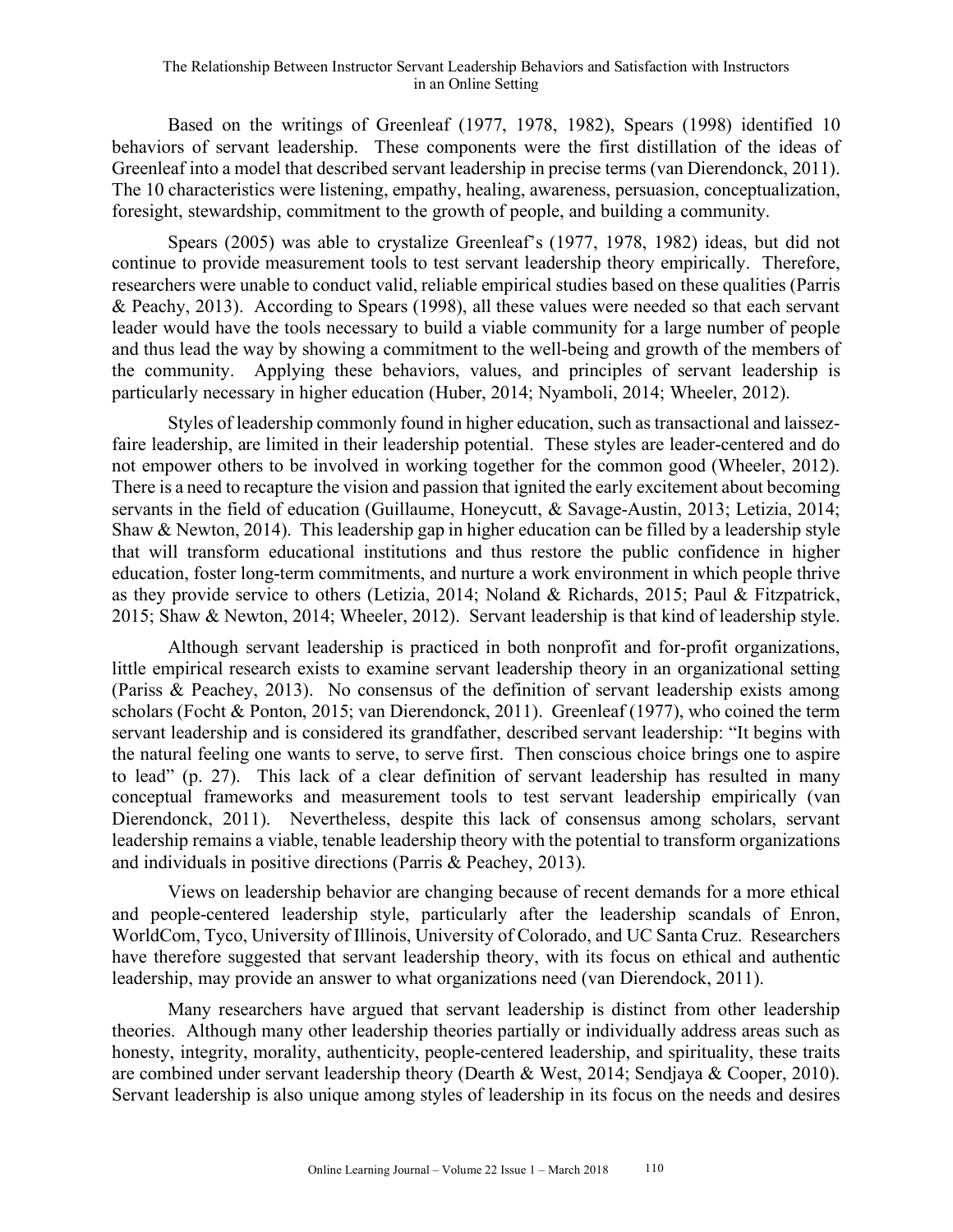Based on the writings of Greenleaf (1977, 1978, 1982), Spears (1998) identified 10 behaviors of servant leadership. These components were the first distillation of the ideas of Greenleaf into a model that described servant leadership in precise terms (van Dierendonck, 2011). The 10 characteristics were listening, empathy, healing, awareness, persuasion, conceptualization, foresight, stewardship, commitment to the growth of people, and building a community.

Spears (2005) was able to crystalize Greenleaf's (1977, 1978, 1982) ideas, but did not continue to provide measurement tools to test servant leadership theory empirically. Therefore, researchers were unable to conduct valid, reliable empirical studies based on these qualities (Parris & Peachy, 2013). According to Spears (1998), all these values were needed so that each servant leader would have the tools necessary to build a viable community for a large number of people and thus lead the way by showing a commitment to the well-being and growth of the members of the community. Applying these behaviors, values, and principles of servant leadership is particularly necessary in higher education (Huber, 2014; Nyamboli, 2014; Wheeler, 2012).

Styles of leadership commonly found in higher education, such as transactional and laissez-faire leadership, are limited in their leadership potential. These styles are leader-centered and do not empower others to be involved in working together for the common good (Wheeler, 2012). There is a need to recapture the vision and passion that ignited the early excitement about becoming servants in the field of education (Guillaume, Honeycutt, & Savage-Austin, 2013; Letizia, 2014; Shaw & Newton, 2014). This leadership gap in higher education can be filled by a leadership style that will transform educational institutions and thus restore the public confidence in higher education, foster long-term commitments, and nurture a work environment in which people thrive as they provide service to others (Letizia, 2014; Noland & Richards, 2015; Paul & Fitzpatrick, 2015; Shaw & Newton, 2014; Wheeler, 2012). Servant leadership is that kind of leadership style.

Although servant leadership is practiced in both nonprofit and for-profit organizations, little empirical research exists to examine servant leadership theory in an organizational setting (Pariss & Peachey, 2013). No consensus of the definition of servant leadership exists among scholars (Focht & Ponton, 2015; van Dierendonck, 2011). Greenleaf (1977), who coined the term servant leadership and is considered its grandfather, described servant leadership: "It begins with the natural feeling one wants to serve, to serve first. Then conscious choice brings one to aspire to lead" (p. 27). This lack of a clear definition of servant leadership has resulted in many conceptual frameworks and measurement tools to test servant leadership empirically (van Dierendonck, 2011). Nevertheless, despite this lack of consensus among scholars, servant leadership remains a viable, tenable leadership theory with the potential to transform organizations and individuals in positive directions (Parris & Peachey, 2013).

Views on leadership behavior are changing because of recent demands for a more ethical and people-centered leadership style, particularly after the leadership scandals of Enron, WorldCom, Tyco, University of Illinois, University of Colorado, and UC Santa Cruz. Researchers have therefore suggested that servant leadership theory, with its focus on ethical and authentic leadership, may provide an answer to what organizations need (van Dierendock, 2011).

Many researchers have argued that servant leadership is distinct from other leadership theories. Although many other leadership theories partially or individually address areas such as honesty, integrity, morality, authenticity, people-centered leadership, and spirituality, these traits are combined under servant leadership theory (Dearth & West, 2014; Sendjaya & Cooper, 2010). Servant leadership is also unique among styles of leadership in its focus on the needs and desires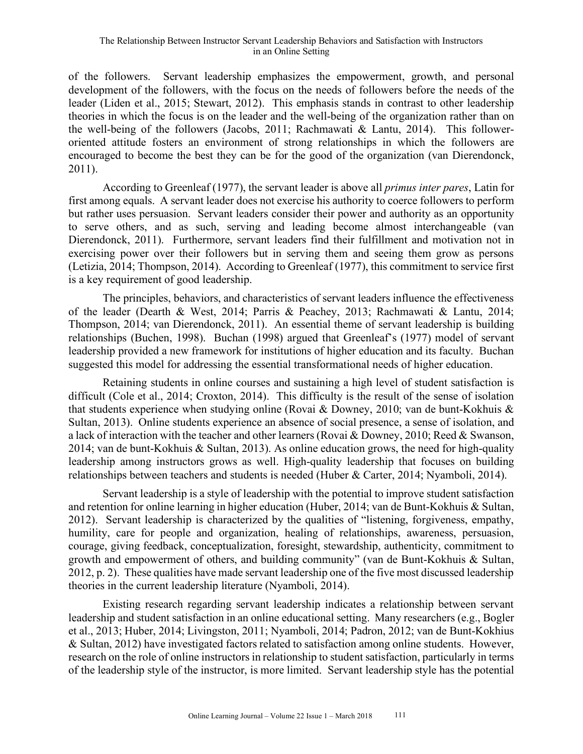of the followers. Servant leadership emphasizes the empowerment, growth, and personal development of the followers, with the focus on the needs of followers before the needs of the leader (Liden et al., 2015; Stewart, 2012). This emphasis stands in contrast to other leadership theories in which the focus is on the leader and the well-being of the organization rather than on the well-being of the followers (Jacobs, 2011; Rachmawati & Lantu, 2014). This follower-oriented attitude fosters an environment of strong relationships in which the followers are encouraged to become the best they can be for the good of the organization (van Dierendonck, 2011).

According to Greenleaf (1977), the servant leader is above all *primus inter pares*, Latin for first among equals. A servant leader does not exercise his authority to coerce followers to perform but rather uses persuasion. Servant leaders consider their power and authority as an opportunity to serve others, and as such, serving and leading become almost interchangeable (van Dierendonck, 2011). Furthermore, servant leaders find their fulfillment and motivation not in exercising power over their followers but in serving them and seeing them grow as persons (Letizia, 2014; Thompson, 2014). According to Greenleaf (1977), this commitment to service first is a key requirement of good leadership.

The principles, behaviors, and characteristics of servant leaders influence the effectiveness of the leader (Dearth & West, 2014; Parris & Peachey, 2013; Rachmawati & Lantu, 2014; Thompson, 2014; van Dierendonck, 2011). An essential theme of servant leadership is building relationships (Buchen, 1998). Buchan (1998) argued that Greenleaf's (1977) model of servant leadership provided a new framework for institutions of higher education and its faculty. Buchan suggested this model for addressing the essential transformational needs of higher education.

Retaining students in online courses and sustaining a high level of student satisfaction is difficult (Cole et al., 2014; Croxton, 2014). This difficulty is the result of the sense of isolation that students experience when studying online (Rovai & Downey, 2010; van de bunt-Kokhuis & Sultan, 2013). Online students experience an absence of social presence, a sense of isolation, and a lack of interaction with the teacher and other learners (Rovai & Downey, 2010; Reed & Swanson, 2014; van de bunt-Kokhuis & Sultan, 2013). As online education grows, the need for high-quality leadership among instructors grows as well. High-quality leadership that focuses on building relationships between teachers and students is needed (Huber & Carter, 2014; Nyamboli, 2014).

Servant leadership is a style of leadership with the potential to improve student satisfaction and retention for online learning in higher education (Huber, 2014; van de Bunt-Kokhuis & Sultan, 2012). Servant leadership is characterized by the qualities of "listening, forgiveness, empathy, humility, care for people and organization, healing of relationships, awareness, persuasion, courage, giving feedback, conceptualization, foresight, stewardship, authenticity, commitment to growth and empowerment of others, and building community" (van de Bunt-Kokhuis & Sultan, 2012, p. 2). These qualities have made servant leadership one of the five most discussed leadership theories in the current leadership literature (Nyamboli, 2014).

Existing research regarding servant leadership indicates a relationship between servant leadership and student satisfaction in an online educational setting. Many researchers (e.g., Bogler et al., 2013; Huber, 2014; Livingston, 2011; Nyamboli, 2014; Padron, 2012; van de Bunt-Kokhius & Sultan, 2012) have investigated factors related to satisfaction among online students. However, research on the role of online instructors in relationship to student satisfaction, particularly in terms of the leadership style of the instructor, is more limited. Servant leadership style has the potential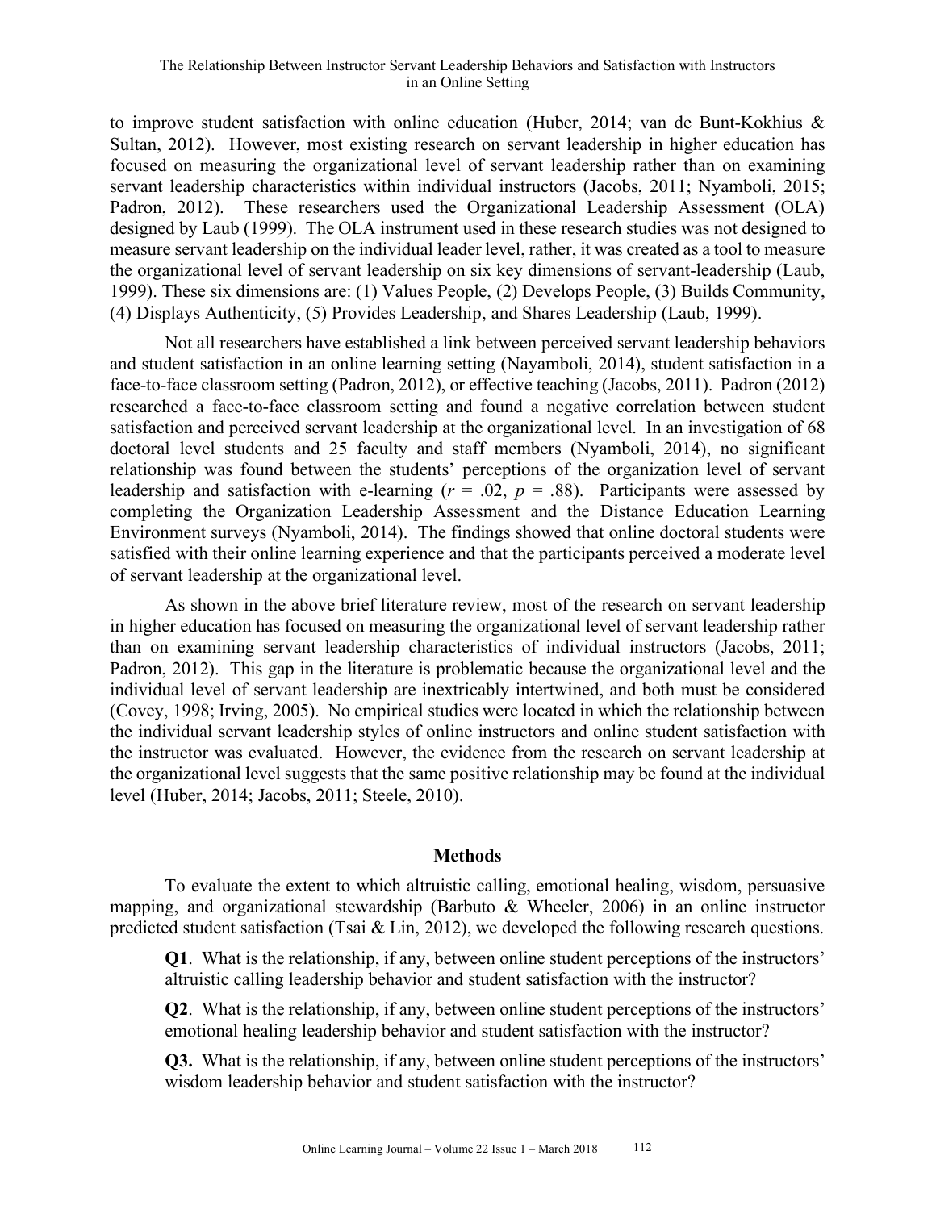to improve student satisfaction with online education (Huber, 2014; van de Bunt-Kokhius & Sultan, 2012). However, most existing research on servant leadership in higher education has focused on measuring the organizational level of servant leadership rather than on examining servant leadership characteristics within individual instructors (Jacobs, 2011; Nyamboli, 2015; Padron, 2012). These researchers used the Organizational Leadership Assessment (OLA) designed by Laub (1999). The OLA instrument used in these research studies was not designed to measure servant leadership on the individual leader level, rather, it was created as a tool to measure the organizational level of servant leadership on six key dimensions of servant-leadership (Laub, 1999). These six dimensions are: (1) Values People, (2) Develops People, (3) Builds Community, (4) Displays Authenticity, (5) Provides Leadership, and Shares Leadership (Laub, 1999).

Not all researchers have established a link between perceived servant leadership behaviors and student satisfaction in an online learning setting (Nayamboli, 2014), student satisfaction in a face-to-face classroom setting (Padron, 2012), or effective teaching (Jacobs, 2011). Padron (2012) researched a face-to-face classroom setting and found a negative correlation between student satisfaction and perceived servant leadership at the organizational level. In an investigation of 68 doctoral level students and 25 faculty and staff members (Nyamboli, 2014), no significant relationship was found between the students' perceptions of the organization level of servant leadership and satisfaction with e-learning ($r$ = .02, $p$ = .88). Participants were assessed by completing the Organization Leadership Assessment and the Distance Education Learning Environment surveys (Nyamboli, 2014). The findings showed that online doctoral students were satisfied with their online learning experience and that the participants perceived a moderate level of servant leadership at the organizational level.

As shown in the above brief literature review, most of the research on servant leadership in higher education has focused on measuring the organizational level of servant leadership rather than on examining servant leadership characteristics of individual instructors (Jacobs, 2011; Padron, 2012). This gap in the literature is problematic because the organizational level and the individual level of servant leadership are inextricably intertwined, and both must be considered (Covey, 1998; Irving, 2005). No empirical studies were located in which the relationship between the individual servant leadership styles of online instructors and online student satisfaction with the instructor was evaluated. However, the evidence from the research on servant leadership at the organizational level suggests that the same positive relationship may be found at the individual level (Huber, 2014; Jacobs, 2011; Steele, 2010).

## Methods

To evaluate the extent to which altruistic calling, emotional healing, wisdom, persuasive mapping, and organizational stewardship (Barbuto & Wheeler, 2006) in an online instructor predicted student satisfaction (Tsai & Lin, 2012), we developed the following research questions.

**Q1**. What is the relationship, if any, between online student perceptions of the instructors' altruistic calling leadership behavior and student satisfaction with the instructor?

**Q2**. What is the relationship, if any, between online student perceptions of the instructors' emotional healing leadership behavior and student satisfaction with the instructor?

**Q3.** What is the relationship, if any, between online student perceptions of the instructors' wisdom leadership behavior and student satisfaction with the instructor?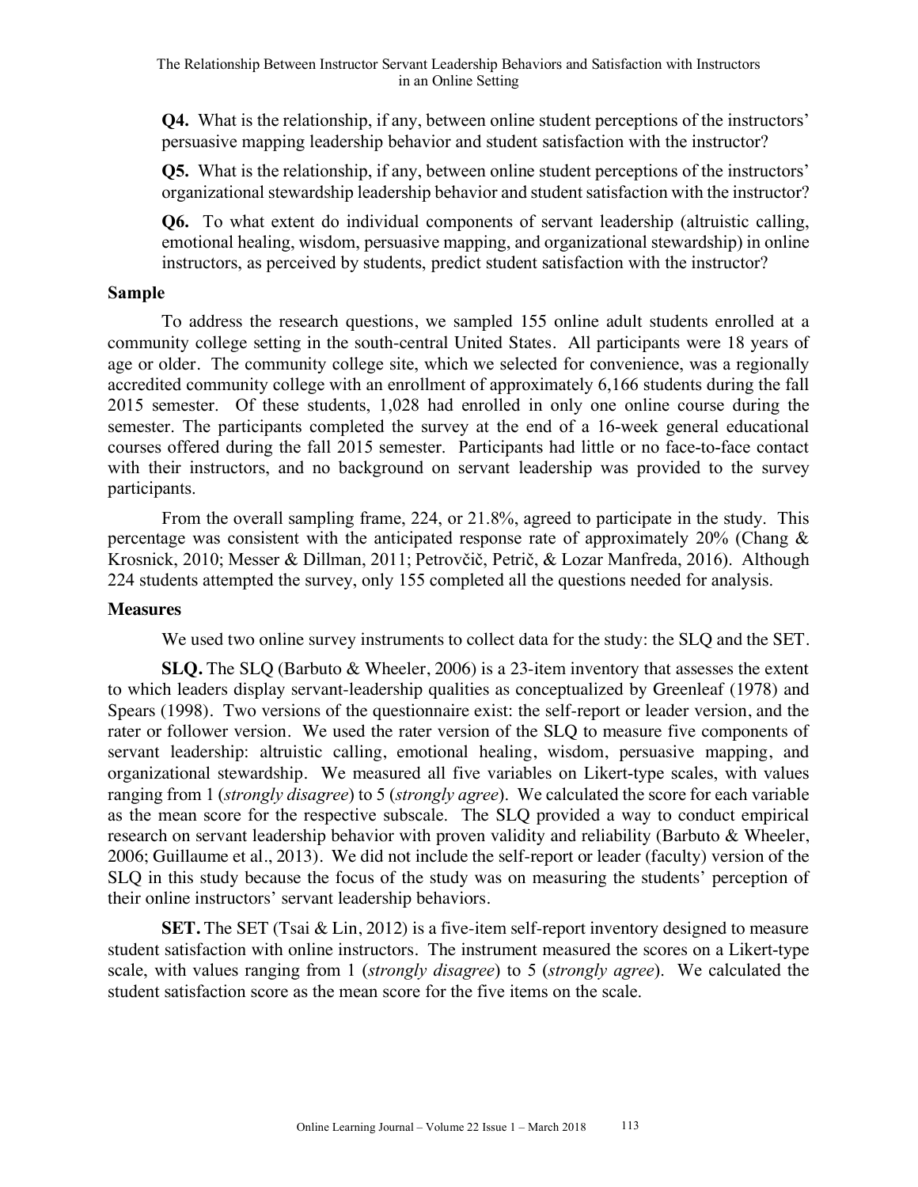**Q4.** What is the relationship, if any, between online student perceptions of the instructors' persuasive mapping leadership behavior and student satisfaction with the instructor?

**Q5.** What is the relationship, if any, between online student perceptions of the instructors' organizational stewardship leadership behavior and student satisfaction with the instructor?

**Q6.** To what extent do individual components of servant leadership (altruistic calling, emotional healing, wisdom, persuasive mapping, and organizational stewardship) in online instructors, as perceived by students, predict student satisfaction with the instructor?

### Sample

To address the research questions, we sampled 155 online adult students enrolled at a community college setting in the south-central United States. All participants were 18 years of age or older. The community college site, which we selected for convenience, was a regionally accredited community college with an enrollment of approximately 6,166 students during the fall 2015 semester. Of these students, 1,028 had enrolled in only one online course during the semester. The participants completed the survey at the end of a 16-week general educational courses offered during the fall 2015 semester. Participants had little or no face-to-face contact with their instructors, and no background on servant leadership was provided to the survey participants.

From the overall sampling frame, 224, or 21.8%, agreed to participate in the study. This percentage was consistent with the anticipated response rate of approximately 20% (Chang & Krosnick, 2010; Messer & Dillman, 2011; Petrovčič, Petrič, & Lozar Manfreda, 2016). Although 224 students attempted the survey, only 155 completed all the questions needed for analysis.

### Measures

We used two online survey instruments to collect data for the study: the SLQ and the SET.

**SLQ.** The SLQ (Barbuto & Wheeler, 2006) is a 23-item inventory that assesses the extent to which leaders display servant-leadership qualities as conceptualized by Greenleaf (1978) and Spears (1998). Two versions of the questionnaire exist: the self-report or leader version, and the rater or follower version. We used the rater version of the SLQ to measure five components of servant leadership: altruistic calling, emotional healing, wisdom, persuasive mapping, and organizational stewardship. We measured all five variables on Likert-type scales, with values ranging from 1 (*strongly disagree*) to 5 (*strongly agree*). We calculated the score for each variable as the mean score for the respective subscale. The SLQ provided a way to conduct empirical research on servant leadership behavior with proven validity and reliability (Barbuto & Wheeler, 2006; Guillaume et al., 2013). We did not include the self-report or leader (faculty) version of the SLQ in this study because the focus of the study was on measuring the students' perception of their online instructors' servant leadership behaviors.

**SET.** The SET (Tsai & Lin, 2012) is a five-item self-report inventory designed to measure student satisfaction with online instructors. The instrument measured the scores on a Likert-type scale, with values ranging from 1 (*strongly disagree*) to 5 (*strongly agree*). We calculated the student satisfaction score as the mean score for the five items on the scale.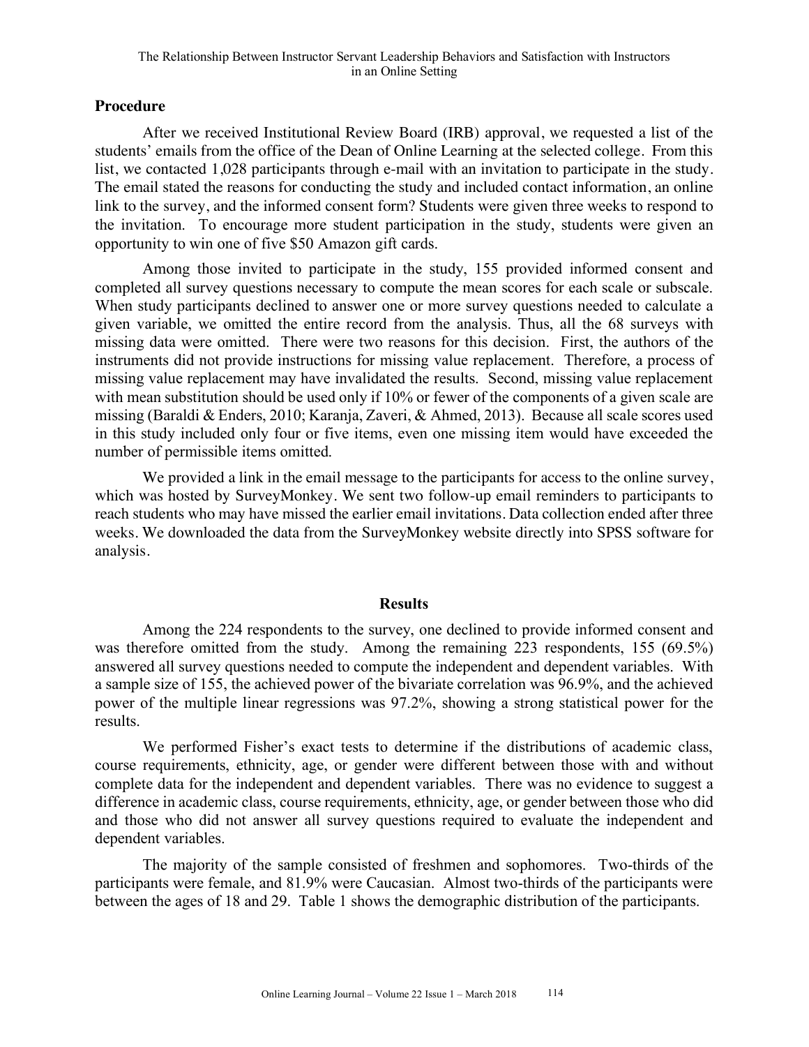## Procedure

After we received Institutional Review Board (IRB) approval, we requested a list of the students' emails from the office of the Dean of Online Learning at the selected college. From this list, we contacted 1,028 participants through e-mail with an invitation to participate in the study. The email stated the reasons for conducting the study and included contact information, an online link to the survey, and the informed consent form? Students were given three weeks to respond to the invitation. To encourage more student participation in the study, students were given an opportunity to win one of five $50 Amazon gift cards.

Among those invited to participate in the study, 155 provided informed consent and completed all survey questions necessary to compute the mean scores for each scale or subscale. When study participants declined to answer one or more survey questions needed to calculate a given variable, we omitted the entire record from the analysis. Thus, all the 68 surveys with missing data were omitted. There were two reasons for this decision. First, the authors of the instruments did not provide instructions for missing value replacement. Therefore, a process of missing value replacement may have invalidated the results. Second, missing value replacement with mean substitution should be used only if 10% or fewer of the components of a given scale are missing (Baraldi & Enders, 2010; Karanja, Zaveri, & Ahmed, 2013). Because all scale scores used in this study included only four or five items, even one missing item would have exceeded the number of permissible items omitted.

We provided a link in the email message to the participants for access to the online survey, which was hosted by SurveyMonkey. We sent two follow-up email reminders to participants to reach students who may have missed the earlier email invitations. Data collection ended after three weeks. We downloaded the data from the SurveyMonkey website directly into SPSS software for analysis.

## Results

Among the 224 respondents to the survey, one declined to provide informed consent and was therefore omitted from the study. Among the remaining 223 respondents, 155 (69.5%) answered all survey questions needed to compute the independent and dependent variables. With a sample size of 155, the achieved power of the bivariate correlation was 96.9%, and the achieved power of the multiple linear regressions was 97.2%, showing a strong statistical power for the results.

We performed Fisher's exact tests to determine if the distributions of academic class, course requirements, ethnicity, age, or gender were different between those with and without complete data for the independent and dependent variables. There was no evidence to suggest a difference in academic class, course requirements, ethnicity, age, or gender between those who did and those who did not answer all survey questions required to evaluate the independent and dependent variables.

The majority of the sample consisted of freshmen and sophomores. Two-thirds of the participants were female, and 81.9% were Caucasian. Almost two-thirds of the participants were between the ages of 18 and 29. Table 1 shows the demographic distribution of the participants.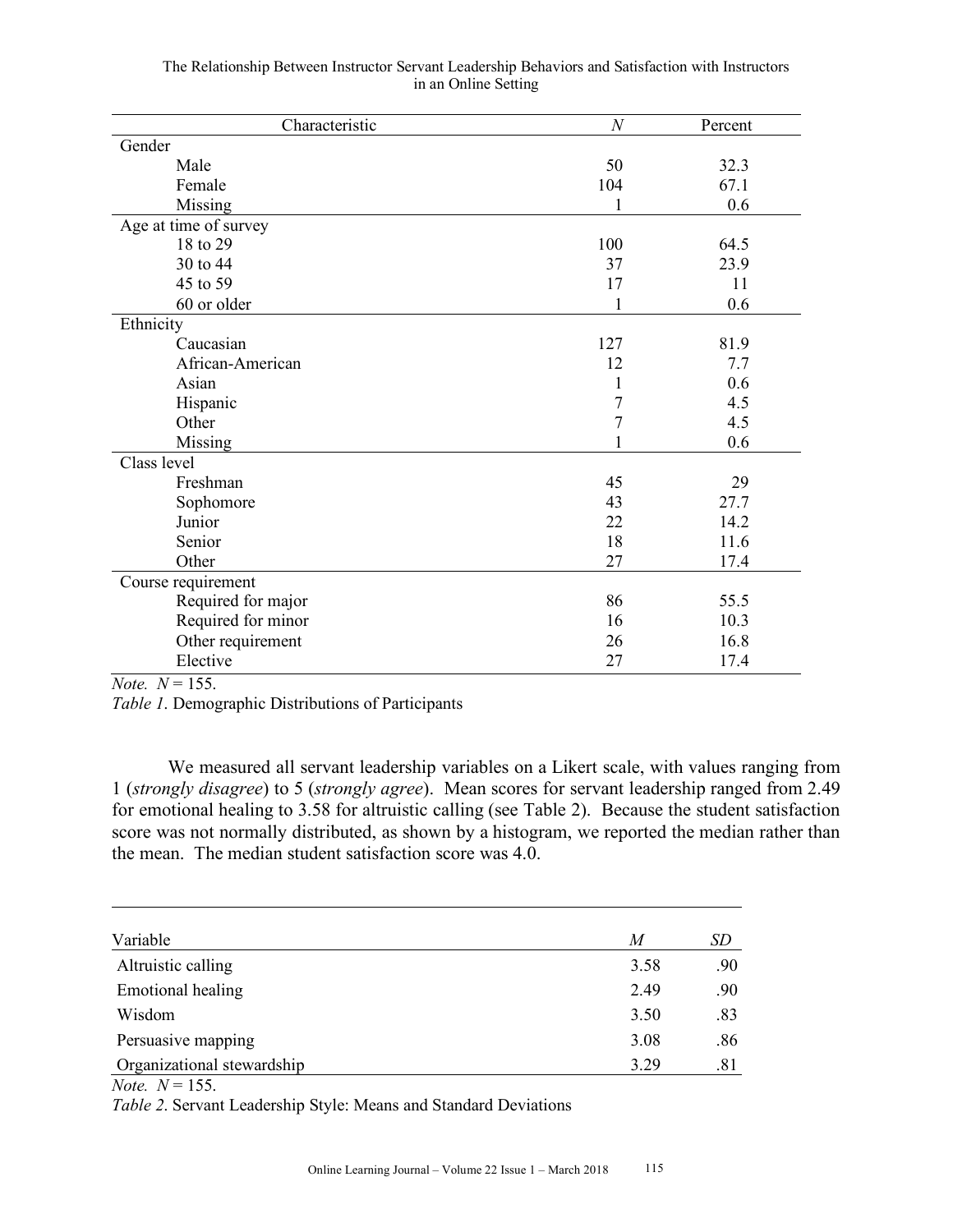| Characteristic | *N* | Percent |
|---|---|---|
| Gender | | |
| Male | 50 | 32.3 |
| Female | 104 | 67.1 |
| Missing | 1 | 0.6 |
| Age at time of survey | | |
| 18 to 29 | 100 | 64.5 |
| 30 to 44 | 37 | 23.9 |
| 45 to 59 | 17 | 11 |
| 60 or older | 1 | 0.6 |
| Ethnicity | | |
| Caucasian | 127 | 81.9 |
| African-American | 12 | 7.7 |
| Asian | 1 | 0.6 |
| Hispanic | 7 | 4.5 |
| Other | 7 | 4.5 |
| Missing | 1 | 0.6 |
| Class level | | |
| Freshman | 45 | 29 |
| Sophomore | 43 | 27.7 |
| Junior | 22 | 14.2 |
| Senior | 18 | 11.6 |
| Other | 27 | 17.4 |
| Course requirement | | |
| Required for major | 86 | 55.5 |
| Required for minor | 16 | 10.3 |
| Other requirement | 26 | 16.8 |
| Elective | 27 | 17.4 |

*Note.* $N = 155$.

*Table 1*. Demographic Distributions of Participants

We measured all servant leadership variables on a Likert scale, with values ranging from 1 (*strongly disagree*) to 5 (*strongly agree*). Mean scores for servant leadership ranged from 2.49 for emotional healing to 3.58 for altruistic calling (see Table 2). Because the student satisfaction score was not normally distributed, as shown by a histogram, we reported the median rather than the mean. The median student satisfaction score was 4.0.

| Variable | *M* | *SD* |
|---|---|---|
| Altruistic calling | 3.58 | .90 |
| Emotional healing | 2.49 | .90 |
| Wisdom | 3.50 | .83 |
| Persuasive mapping | 3.08 | .86 |
| Organizational stewardship | 3.29 | .81 |

*Note.* $N = 155$.

*Table 2*. Servant Leadership Style: Means and Standard Deviations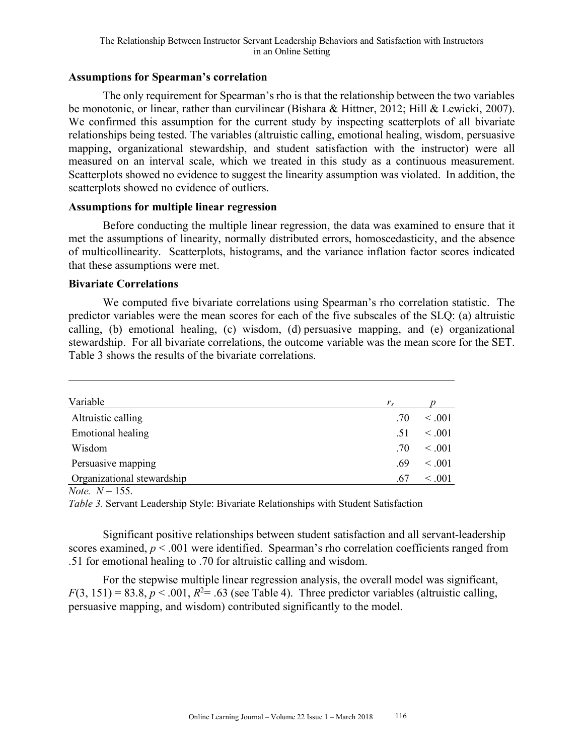### Assumptions for Spearman's correlation

The only requirement for Spearman's rho is that the relationship between the two variables be monotonic, or linear, rather than curvilinear (Bishara & Hittner, 2012; Hill & Lewicki, 2007). We confirmed this assumption for the current study by inspecting scatterplots of all bivariate relationships being tested. The variables (altruistic calling, emotional healing, wisdom, persuasive mapping, organizational stewardship, and student satisfaction with the instructor) were all measured on an interval scale, which we treated in this study as a continuous measurement. Scatterplots showed no evidence to suggest the linearity assumption was violated. In addition, the scatterplots showed no evidence of outliers.

### Assumptions for multiple linear regression

Before conducting the multiple linear regression, the data was examined to ensure that it met the assumptions of linearity, normally distributed errors, homoscedasticity, and the absence of multicollinearity. Scatterplots, histograms, and the variance inflation factor scores indicated that these assumptions were met.

### Bivariate Correlations

We computed five bivariate correlations using Spearman's rho correlation statistic. The predictor variables were the mean scores for each of the five subscales of the SLQ: (a) altruistic calling, (b) emotional healing, (c) wisdom, (d) persuasive mapping, and (e) organizational stewardship. For all bivariate correlations, the outcome variable was the mean score for the SET. Table 3 shows the results of the bivariate correlations.

| Variable | $r_s$ | $p$ |
|---|---|---|
| Altruistic calling | .70 | < .001 |
| Emotional healing | .51 | < .001 |
| Wisdom | .70 | < .001 |
| Persuasive mapping | .69 | < .001 |
| Organizational stewardship | .67 | < .001 |

*Note.* $N = 155$.

*Table 3.* Servant Leadership Style: Bivariate Relationships with Student Satisfaction

Significant positive relationships between student satisfaction and all servant-leadership scores examined, $p < .001$ were identified. Spearman's rho correlation coefficients ranged from .51 for emotional healing to .70 for altruistic calling and wisdom.

For the stepwise multiple linear regression analysis, the overall model was significant, $F(3, 151) = 83.8$, $p < .001$, $R^2 = .63$ (see Table 4). Three predictor variables (altruistic calling, persuasive mapping, and wisdom) contributed significantly to the model.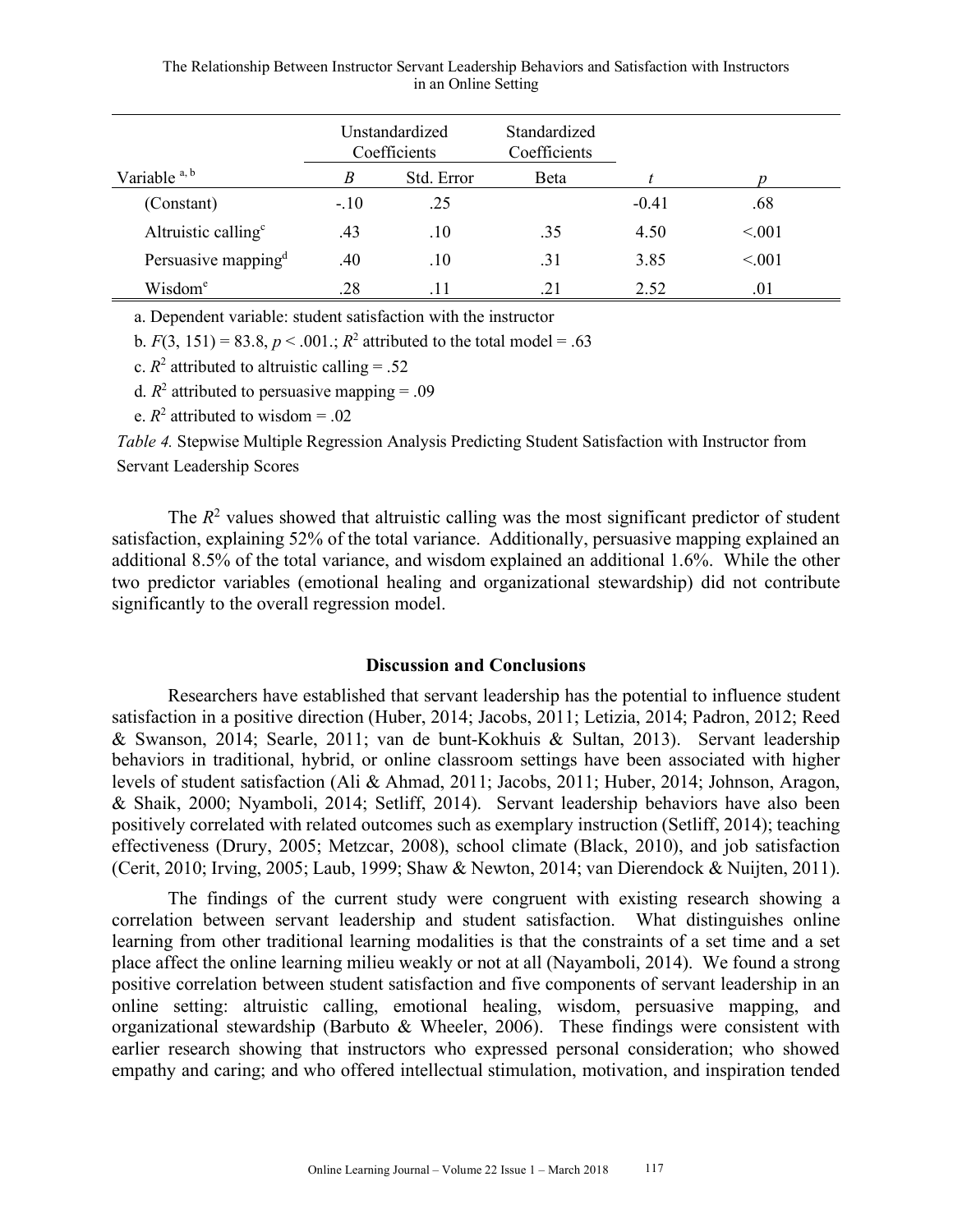| Variable [a, b] | Unstandardized Coefficients | | Standardized Coefficients | | |
|---|---|---|---|---|---|
| | *B* | Std. Error | Beta | *t* | *p* |
| (Constant) | -.10 | .25 | | -0.41 | .68 |
| Altruistic calling[c] | .43 | .10 | .35 | 4.50 | <.001 |
| Persuasive mapping[d] | .40 | .10 | .31 | 3.85 | <.001 |
| Wisdom[e] | .28 | .11 | .21 | 2.52 | .01 |

a. Dependent variable: student satisfaction with the instructor

b. $F(3, 151) = 83.8$, $p < .001$.; $R^2$ attributed to the total model = .63

c. $R^2$ attributed to altruistic calling = .52

d. $R^2$ attributed to persuasive mapping = .09

e. $R^2$ attributed to wisdom = .02

*Table 4.* Stepwise Multiple Regression Analysis Predicting Student Satisfaction with Instructor from Servant Leadership Scores

The $R^2$ values showed that altruistic calling was the most significant predictor of student satisfaction, explaining 52% of the total variance. Additionally, persuasive mapping explained an additional 8.5% of the total variance, and wisdom explained an additional 1.6%. While the other two predictor variables (emotional healing and organizational stewardship) did not contribute significantly to the overall regression model.

## Discussion and Conclusions

Researchers have established that servant leadership has the potential to influence student satisfaction in a positive direction (Huber, 2014; Jacobs, 2011; Letizia, 2014; Padron, 2012; Reed & Swanson, 2014; Searle, 2011; van de bunt-Kokhuis & Sultan, 2013). Servant leadership behaviors in traditional, hybrid, or online classroom settings have been associated with higher levels of student satisfaction (Ali & Ahmad, 2011; Jacobs, 2011; Huber, 2014; Johnson, Aragon, & Shaik, 2000; Nyamboli, 2014; Setliff, 2014). Servant leadership behaviors have also been positively correlated with related outcomes such as exemplary instruction (Setliff, 2014); teaching effectiveness (Drury, 2005; Metzcar, 2008), school climate (Black, 2010), and job satisfaction (Cerit, 2010; Irving, 2005; Laub, 1999; Shaw & Newton, 2014; van Dierendock & Nuijten, 2011).

The findings of the current study were congruent with existing research showing a correlation between servant leadership and student satisfaction. What distinguishes online learning from other traditional learning modalities is that the constraints of a set time and a set place affect the online learning milieu weakly or not at all (Nayamboli, 2014). We found a strong positive correlation between student satisfaction and five components of servant leadership in an online setting: altruistic calling, emotional healing, wisdom, persuasive mapping, and organizational stewardship (Barbuto & Wheeler, 2006). These findings were consistent with earlier research showing that instructors who expressed personal consideration; who showed empathy and caring; and who offered intellectual stimulation, motivation, and inspiration tended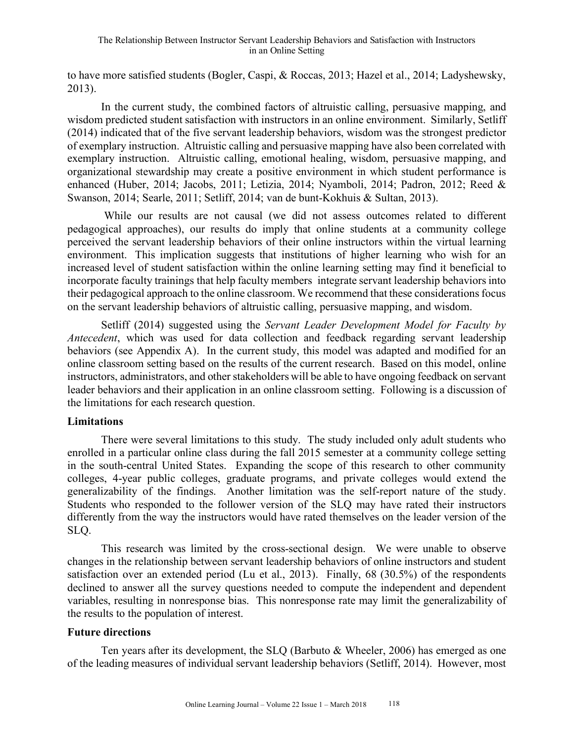to have more satisfied students (Bogler, Caspi, & Roccas, 2013; Hazel et al., 2014; Ladyshewsky, 2013).

In the current study, the combined factors of altruistic calling, persuasive mapping, and wisdom predicted student satisfaction with instructors in an online environment. Similarly, Setliff (2014) indicated that of the five servant leadership behaviors, wisdom was the strongest predictor of exemplary instruction. Altruistic calling and persuasive mapping have also been correlated with exemplary instruction. Altruistic calling, emotional healing, wisdom, persuasive mapping, and organizational stewardship may create a positive environment in which student performance is enhanced (Huber, 2014; Jacobs, 2011; Letizia, 2014; Nyamboli, 2014; Padron, 2012; Reed & Swanson, 2014; Searle, 2011; Setliff, 2014; van de bunt-Kokhuis & Sultan, 2013).

While our results are not causal (we did not assess outcomes related to different pedagogical approaches), our results do imply that online students at a community college perceived the servant leadership behaviors of their online instructors within the virtual learning environment. This implication suggests that institutions of higher learning who wish for an increased level of student satisfaction within the online learning setting may find it beneficial to incorporate faculty trainings that help faculty members integrate servant leadership behaviors into their pedagogical approach to the online classroom. We recommend that these considerations focus on the servant leadership behaviors of altruistic calling, persuasive mapping, and wisdom.

Setliff (2014) suggested using the *Servant Leader Development Model for Faculty by Antecedent*, which was used for data collection and feedback regarding servant leadership behaviors (see Appendix A). In the current study, this model was adapted and modified for an online classroom setting based on the results of the current research. Based on this model, online instructors, administrators, and other stakeholders will be able to have ongoing feedback on servant leader behaviors and their application in an online classroom setting. Following is a discussion of the limitations for each research question.

## Limitations

There were several limitations to this study. The study included only adult students who enrolled in a particular online class during the fall 2015 semester at a community college setting in the south-central United States. Expanding the scope of this research to other community colleges, 4-year public colleges, graduate programs, and private colleges would extend the generalizability of the findings. Another limitation was the self-report nature of the study. Students who responded to the follower version of the SLQ may have rated their instructors differently from the way the instructors would have rated themselves on the leader version of the SLQ.

This research was limited by the cross-sectional design. We were unable to observe changes in the relationship between servant leadership behaviors of online instructors and student satisfaction over an extended period (Lu et al., 2013). Finally, 68 (30.5%) of the respondents declined to answer all the survey questions needed to compute the independent and dependent variables, resulting in nonresponse bias. This nonresponse rate may limit the generalizability of the results to the population of interest.

## Future directions

Ten years after its development, the SLQ (Barbuto & Wheeler, 2006) has emerged as one of the leading measures of individual servant leadership behaviors (Setliff, 2014). However, most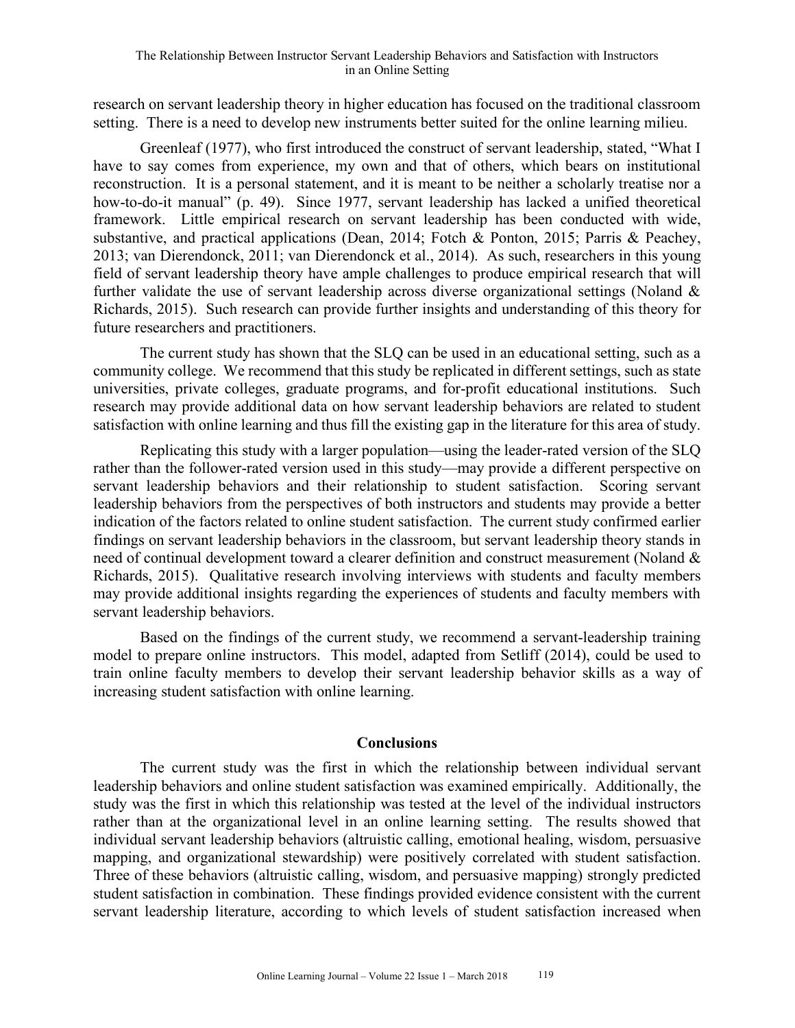research on servant leadership theory in higher education has focused on the traditional classroom setting. There is a need to develop new instruments better suited for the online learning milieu.

Greenleaf (1977), who first introduced the construct of servant leadership, stated, "What I have to say comes from experience, my own and that of others, which bears on institutional reconstruction. It is a personal statement, and it is meant to be neither a scholarly treatise nor a how-to-do-it manual" (p. 49). Since 1977, servant leadership has lacked a unified theoretical framework. Little empirical research on servant leadership has been conducted with wide, substantive, and practical applications (Dean, 2014; Fotch & Ponton, 2015; Parris & Peachey, 2013; van Dierendonck, 2011; van Dierendonck et al., 2014). As such, researchers in this young field of servant leadership theory have ample challenges to produce empirical research that will further validate the use of servant leadership across diverse organizational settings (Noland & Richards, 2015). Such research can provide further insights and understanding of this theory for future researchers and practitioners.

The current study has shown that the SLQ can be used in an educational setting, such as a community college. We recommend that this study be replicated in different settings, such as state universities, private colleges, graduate programs, and for-profit educational institutions. Such research may provide additional data on how servant leadership behaviors are related to student satisfaction with online learning and thus fill the existing gap in the literature for this area of study.

Replicating this study with a larger population—using the leader-rated version of the SLQ rather than the follower-rated version used in this study—may provide a different perspective on servant leadership behaviors and their relationship to student satisfaction. Scoring servant leadership behaviors from the perspectives of both instructors and students may provide a better indication of the factors related to online student satisfaction. The current study confirmed earlier findings on servant leadership behaviors in the classroom, but servant leadership theory stands in need of continual development toward a clearer definition and construct measurement (Noland & Richards, 2015). Qualitative research involving interviews with students and faculty members may provide additional insights regarding the experiences of students and faculty members with servant leadership behaviors.

Based on the findings of the current study, we recommend a servant-leadership training model to prepare online instructors. This model, adapted from Setliff (2014), could be used to train online faculty members to develop their servant leadership behavior skills as a way of increasing student satisfaction with online learning.

## Conclusions

The current study was the first in which the relationship between individual servant leadership behaviors and online student satisfaction was examined empirically. Additionally, the study was the first in which this relationship was tested at the level of the individual instructors rather than at the organizational level in an online learning setting. The results showed that individual servant leadership behaviors (altruistic calling, emotional healing, wisdom, persuasive mapping, and organizational stewardship) were positively correlated with student satisfaction. Three of these behaviors (altruistic calling, wisdom, and persuasive mapping) strongly predicted student satisfaction in combination. These findings provided evidence consistent with the current servant leadership literature, according to which levels of student satisfaction increased when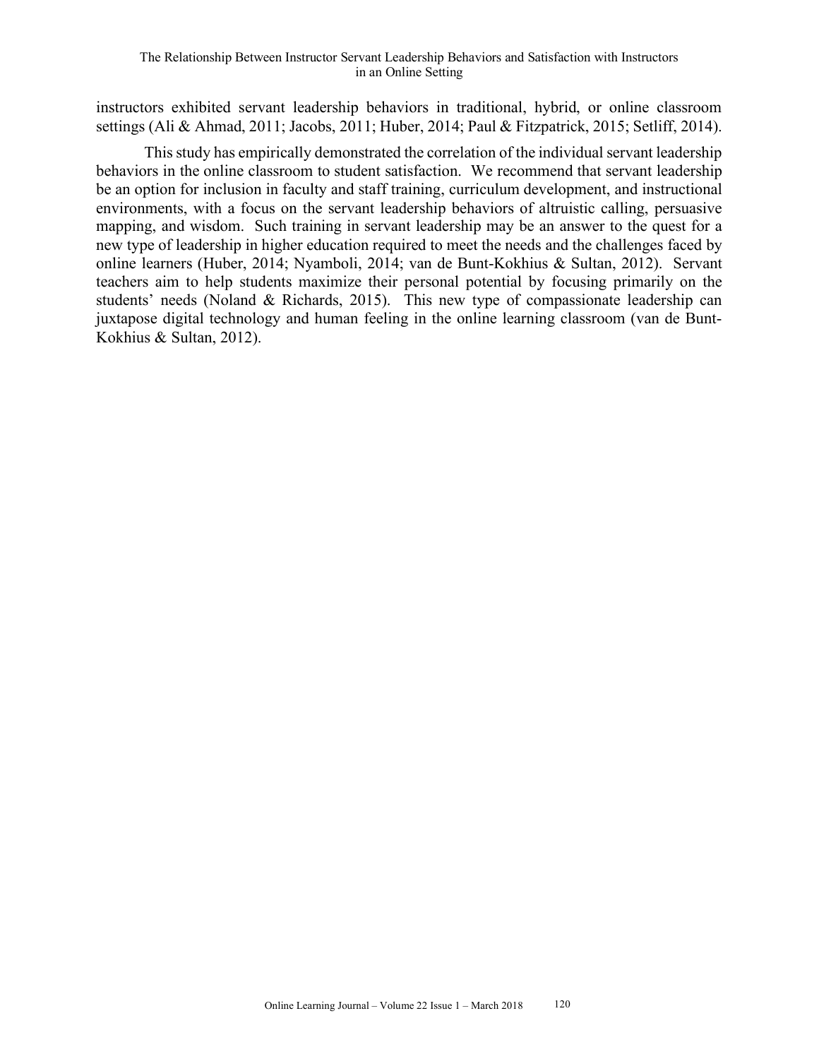instructors exhibited servant leadership behaviors in traditional, hybrid, or online classroom settings (Ali & Ahmad, 2011; Jacobs, 2011; Huber, 2014; Paul & Fitzpatrick, 2015; Setliff, 2014).

This study has empirically demonstrated the correlation of the individual servant leadership behaviors in the online classroom to student satisfaction. We recommend that servant leadership be an option for inclusion in faculty and staff training, curriculum development, and instructional environments, with a focus on the servant leadership behaviors of altruistic calling, persuasive mapping, and wisdom. Such training in servant leadership may be an answer to the quest for a new type of leadership in higher education required to meet the needs and the challenges faced by online learners (Huber, 2014; Nyamboli, 2014; van de Bunt-Kokhius & Sultan, 2012). Servant teachers aim to help students maximize their personal potential by focusing primarily on the students' needs (Noland & Richards, 2015). This new type of compassionate leadership can juxtapose digital technology and human feeling in the online learning classroom (van de Bunt-Kokhius & Sultan, 2012).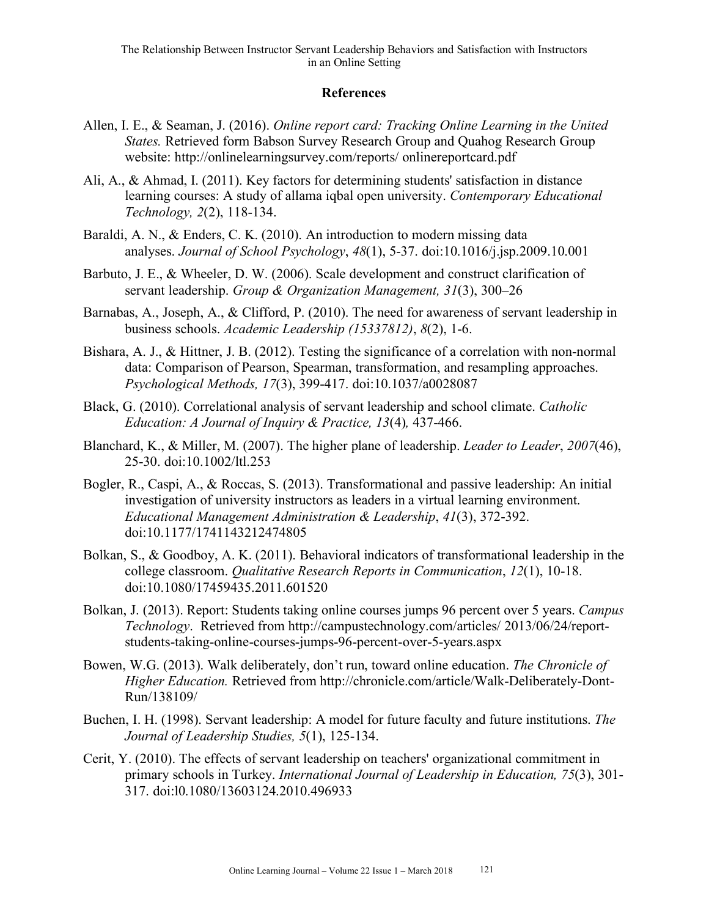## References

Allen, I. E., & Seaman, J. (2016). *Online report card: Tracking Online Learning in the United States.* Retrieved form Babson Survey Research Group and Quahog Research Group website: http://onlinelearningsurvey.com/reports/ onlinereportcard.pdf

Ali, A., & Ahmad, I. (2011). Key factors for determining students' satisfaction in distance learning courses: A study of allama iqbal open university. *Contemporary Educational Technology, 2*(2), 118-134.

Baraldi, A. N., & Enders, C. K. (2010). An introduction to modern missing data analyses. *Journal of School Psychology*, *48*(1), 5-37. doi:10.1016/j.jsp.2009.10.001

Barbuto, J. E., & Wheeler, D. W. (2006). Scale development and construct clarification of servant leadership. *Group & Organization Management, 31*(3), 300–26

Barnabas, A., Joseph, A., & Clifford, P. (2010). The need for awareness of servant leadership in business schools. *Academic Leadership (15337812)*, *8*(2), 1-6.

Bishara, A. J., & Hittner, J. B. (2012). Testing the significance of a correlation with non-normal data: Comparison of Pearson, Spearman, transformation, and resampling approaches. *Psychological Methods, 17*(3), 399-417. doi:10.1037/a0028087

Black, G. (2010). Correlational analysis of servant leadership and school climate. *Catholic Education: A Journal of Inquiry & Practice, 13*(4), 437-466.

Blanchard, K., & Miller, M. (2007). The higher plane of leadership. *Leader to Leader*, *2007*(46), 25-30. doi:10.1002/ltl.253

Bogler, R., Caspi, A., & Roccas, S. (2013). Transformational and passive leadership: An initial investigation of university instructors as leaders in a virtual learning environment. *Educational Management Administration & Leadership*, *41*(3), 372-392. doi:10.1177/1741143212474805

Bolkan, S., & Goodboy, A. K. (2011). Behavioral indicators of transformational leadership in the college classroom. *Qualitative Research Reports in Communication*, *12*(1), 10-18. doi:10.1080/17459435.2011.601520

Bolkan, J. (2013). Report: Students taking online courses jumps 96 percent over 5 years. *Campus Technology*. Retrieved from http://campustechnology.com/articles/ 2013/06/24/report-students-taking-online-courses-jumps-96-percent-over-5-years.aspx

Bowen, W.G. (2013). Walk deliberately, don't run, toward online education. *The Chronicle of Higher Education.* Retrieved from http://chronicle.com/article/Walk-Deliberately-Dont-Run/138109/

Buchen, I. H. (1998). Servant leadership: A model for future faculty and future institutions. *The Journal of Leadership Studies, 5*(1), 125-134.

Cerit, Y. (2010). The effects of servant leadership on teachers' organizational commitment in primary schools in Turkey. *International Journal of Leadership in Education, 75*(3), 301-317. doi:l0.1080/13603124.2010.496933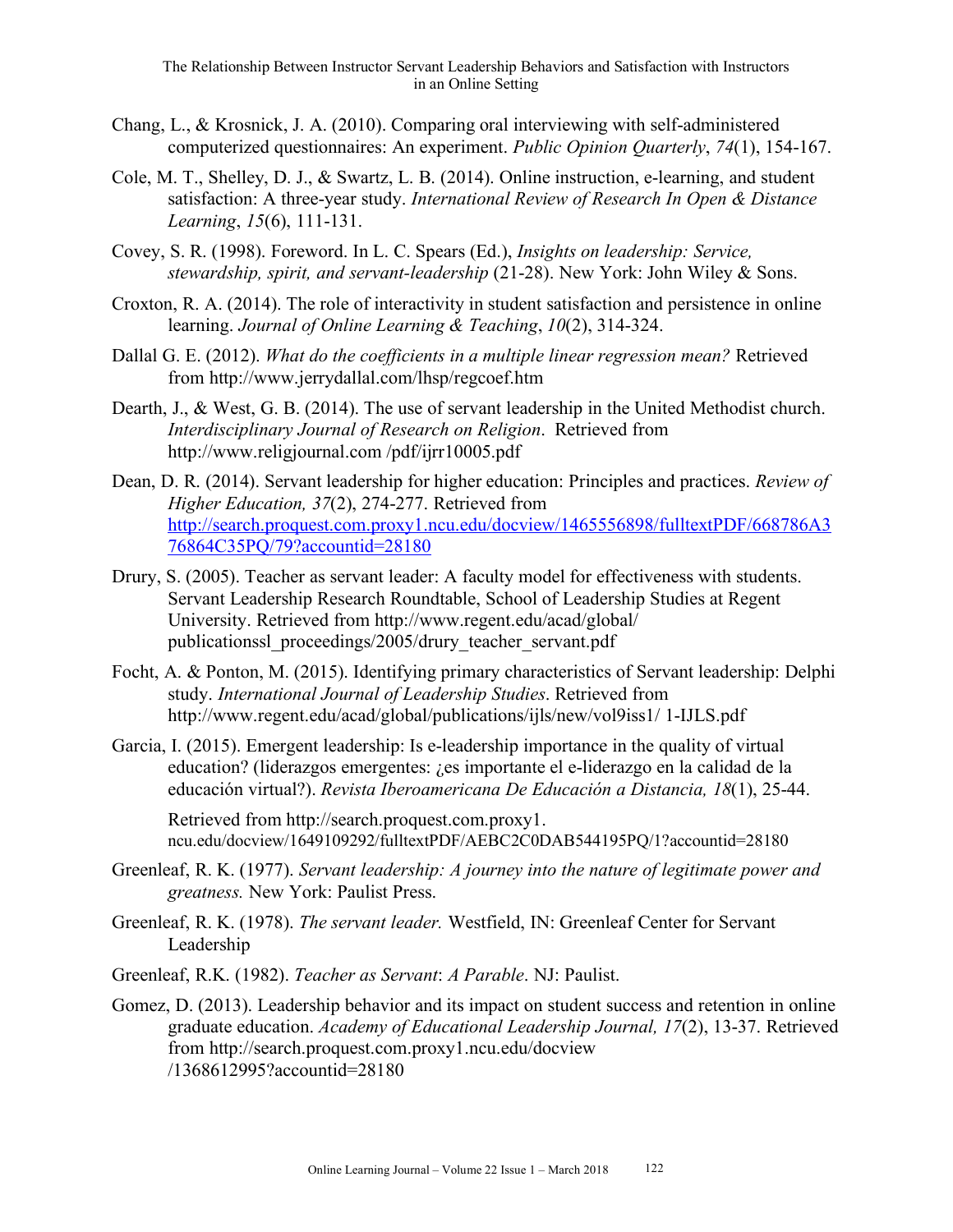Chang, L., & Krosnick, J. A. (2010). Comparing oral interviewing with self-administered computerized questionnaires: An experiment. *Public Opinion Quarterly*, *74*(1), 154-167.

Cole, M. T., Shelley, D. J., & Swartz, L. B. (2014). Online instruction, e-learning, and student satisfaction: A three-year study. *International Review of Research In Open & Distance Learning*, *15*(6), 111-131.

Covey, S. R. (1998). Foreword. In L. C. Spears (Ed.), *Insights on leadership: Service, stewardship, spirit, and servant-leadership* (21-28). New York: John Wiley & Sons.

Croxton, R. A. (2014). The role of interactivity in student satisfaction and persistence in online learning. *Journal of Online Learning & Teaching*, *10*(2), 314-324.

Dallal G. E. (2012). *What do the coefficients in a multiple linear regression mean?* Retrieved from http://www.jerrydallal.com/lhsp/regcoef.htm

Dearth, J., & West, G. B. (2014). The use of servant leadership in the United Methodist church. *Interdisciplinary Journal of Research on Religion*. Retrieved from http://www.religjournal.com /pdf/ijrr10005.pdf

Dean, D. R. (2014). Servant leadership for higher education: Principles and practices. *Review of Higher Education, 37*(2), 274-277. Retrieved from http://search.proquest.com.proxy1.ncu.edu/docview/1465556898/fulltextPDF/668786A376864C35PQ/79?accountid=28180

Drury, S. (2005). Teacher as servant leader: A faculty model for effectiveness with students. Servant Leadership Research Roundtable, School of Leadership Studies at Regent University. Retrieved from http://www.regent.edu/acad/global/ publicationssl_proceedings/2005/drury_teacher_servant.pdf

Focht, A. & Ponton, M. (2015). Identifying primary characteristics of Servant leadership: Delphi study. *International Journal of Leadership Studies*. Retrieved from http://www.regent.edu/acad/global/publications/ijls/new/vol9iss1/ 1-IJLS.pdf

Garcia, I. (2015). Emergent leadership: Is e-leadership importance in the quality of virtual education? (liderazgos emergentes: ¿es importante el e-liderazgo en la calidad de la educación virtual?). *Revista Iberoamericana De Educación a Distancia, 18*(1), 25-44.

Retrieved from http://search.proquest.com.proxy1. ncu.edu/docview/1649109292/fulltextPDF/AEBC2C0DAB544195PQ/1?accountid=28180

Greenleaf, R. K. (1977). *Servant leadership: A journey into the nature of legitimate power and greatness.* New York: Paulist Press.

Greenleaf, R. K. (1978). *The servant leader.* Westfield, IN: Greenleaf Center for Servant Leadership

Greenleaf, R.K. (1982). *Teacher as Servant*: *A Parable*. NJ: Paulist.

Gomez, D. (2013). Leadership behavior and its impact on student success and retention in online graduate education. *Academy of Educational Leadership Journal, 17*(2), 13-37. Retrieved from http://search.proquest.com.proxy1.ncu.edu/docview /1368612995?accountid=28180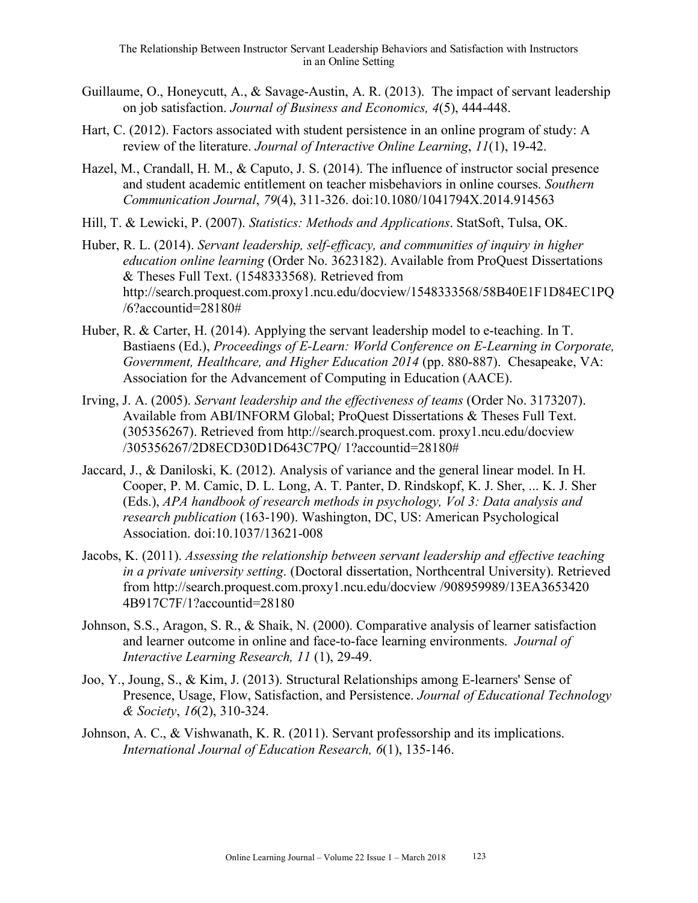Guillaume, O., Honeycutt, A., & Savage-Austin, A. R. (2013). The impact of servant leadership on job satisfaction. *Journal of Business and Economics, 4*(5), 444-448.

Hart, C. (2012). Factors associated with student persistence in an online program of study: A review of the literature. *Journal of Interactive Online Learning*, *11*(1), 19-42.

Hazel, M., Crandall, H. M., & Caputo, J. S. (2014). The influence of instructor social presence and student academic entitlement on teacher misbehaviors in online courses. *Southern Communication Journal*, *79*(4), 311-326. doi:10.1080/1041794X.2014.914563

Hill, T. & Lewicki, P. (2007). *Statistics: Methods and Applications*. StatSoft, Tulsa, OK.

Huber, R. L. (2014). *Servant leadership, self-efficacy, and communities of inquiry in higher education online learning* (Order No. 3623182). Available from ProQuest Dissertations & Theses Full Text. (1548333568). Retrieved from http://search.proquest.com.proxy1.ncu.edu/docview/1548333568/58B40E1F1D84EC1PQ/6?accountid=28180#

Huber, R. & Carter, H. (2014). Applying the servant leadership model to e-teaching. In T. Bastiaens (Ed.), *Proceedings of E-Learn: World Conference on E-Learning in Corporate, Government, Healthcare, and Higher Education 2014* (pp. 880-887). Chesapeake, VA: Association for the Advancement of Computing in Education (AACE).

Irving, J. A. (2005). *Servant leadership and the effectiveness of teams* (Order No. 3173207). Available from ABI/INFORM Global; ProQuest Dissertations & Theses Full Text. (305356267). Retrieved from http://search.proquest.com. proxy1.ncu.edu/docview /305356267/2D8ECD30D1D643C7PQ/ 1?accountid=28180#

Jaccard, J., & Daniloski, K. (2012). Analysis of variance and the general linear model. In H. Cooper, P. M. Camic, D. L. Long, A. T. Panter, D. Rindskopf, K. J. Sher, ... K. J. Sher (Eds.), *APA handbook of research methods in psychology, Vol 3: Data analysis and research publication* (163-190). Washington, DC, US: American Psychological Association. doi:10.1037/13621-008

Jacobs, K. (2011). *Assessing the relationship between servant leadership and effective teaching in a private university setting*. (Doctoral dissertation, Northcentral University). Retrieved from http://search.proquest.com.proxy1.ncu.edu/docview /908959989/13EA3653420 4B917C7F/1?accountid=28180

Johnson, S.S., Aragon, S. R., & Shaik, N. (2000). Comparative analysis of learner satisfaction and learner outcome in online and face-to-face learning environments. *Journal of Interactive Learning Research, 11* (1), 29-49.

Joo, Y., Joung, S., & Kim, J. (2013). Structural Relationships among E-learners' Sense of Presence, Usage, Flow, Satisfaction, and Persistence. *Journal of Educational Technology & Society*, *16*(2), 310-324.

Johnson, A. C., & Vishwanath, K. R. (2011). Servant professorship and its implications. *International Journal of Education Research, 6*(1), 135-146.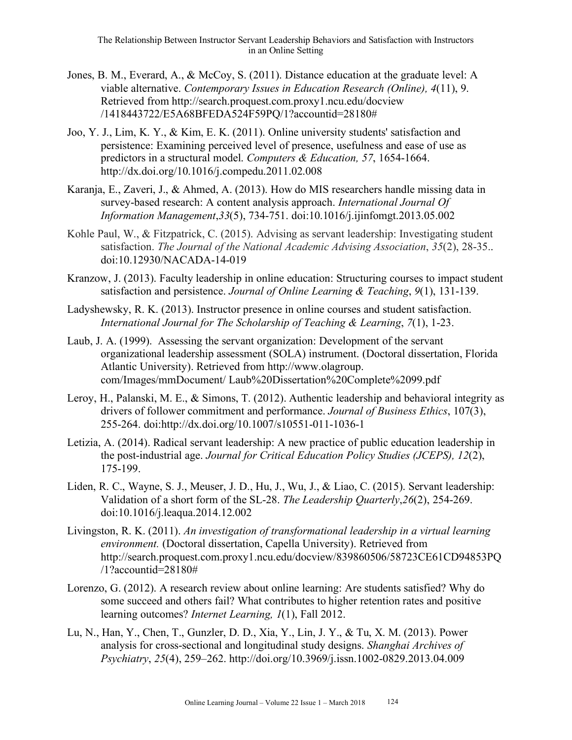Jones, B. M., Everard, A., & McCoy, S. (2011). Distance education at the graduate level: A viable alternative. *Contemporary Issues in Education Research (Online), 4*(11), 9. Retrieved from http://search.proquest.com.proxy1.ncu.edu/docview /1418443722/E5A68BFEDA524F59PQ/1?accountid=28180#

Joo, Y. J., Lim, K. Y., & Kim, E. K. (2011). Online university students' satisfaction and persistence: Examining perceived level of presence, usefulness and ease of use as predictors in a structural model. *Computers & Education, 57*, 1654-1664. http://dx.doi.org/10.1016/j.compedu.2011.02.008

Karanja, E., Zaveri, J., & Ahmed, A. (2013). How do MIS researchers handle missing data in survey-based research: A content analysis approach. *International Journal Of Information Management*,*33*(5), 734-751. doi:10.1016/j.ijinfomgt.2013.05.002

Kohle Paul, W., & Fitzpatrick, C. (2015). Advising as servant leadership: Investigating student satisfaction. *The Journal of the National Academic Advising Association*, *35*(2), 28-35.. doi:10.12930/NACADA-14-019

Kranzow, J. (2013). Faculty leadership in online education: Structuring courses to impact student satisfaction and persistence. *Journal of Online Learning & Teaching*, *9*(1), 131-139.

Ladyshewsky, R. K. (2013). Instructor presence in online courses and student satisfaction. *International Journal for The Scholarship of Teaching & Learning*, *7*(1), 1-23.

Laub, J. A. (1999). Assessing the servant organization: Development of the servant organizational leadership assessment (SOLA) instrument. (Doctoral dissertation, Florida Atlantic University). Retrieved from http://www.olagroup. com/Images/mmDocument/ Laub%20Dissertation%20Complete%2099.pdf

Leroy, H., Palanski, M. E., & Simons, T. (2012). Authentic leadership and behavioral integrity as drivers of follower commitment and performance. *Journal of Business Ethics*, 107(3), 255-264. doi:http://dx.doi.org/10.1007/s10551-011-1036-1

Letizia, A. (2014). Radical servant leadership: A new practice of public education leadership in the post-industrial age. *Journal for Critical Education Policy Studies (JCEPS), 12*(2), 175-199.

Liden, R. C., Wayne, S. J., Meuser, J. D., Hu, J., Wu, J., & Liao, C. (2015). Servant leadership: Validation of a short form of the SL-28. *The Leadership Quarterly*,*26*(2), 254-269. doi:10.1016/j.leaqua.2014.12.002

Livingston, R. K. (2011). *An investigation of transformational leadership in a virtual learning environment.* (Doctoral dissertation, Capella University). Retrieved from http://search.proquest.com.proxy1.ncu.edu/docview/839860506/58723CE61CD94853PQ /1?accountid=28180#

Lorenzo, G. (2012). A research review about online learning: Are students satisfied? Why do some succeed and others fail? What contributes to higher retention rates and positive learning outcomes? *Internet Learning, 1*(1), Fall 2012.

Lu, N., Han, Y., Chen, T., Gunzler, D. D., Xia, Y., Lin, J. Y., & Tu, X. M. (2013). Power analysis for cross-sectional and longitudinal study designs. *Shanghai Archives of Psychiatry*, *25*(4), 259–262. http://doi.org/10.3969/j.issn.1002-0829.2013.04.009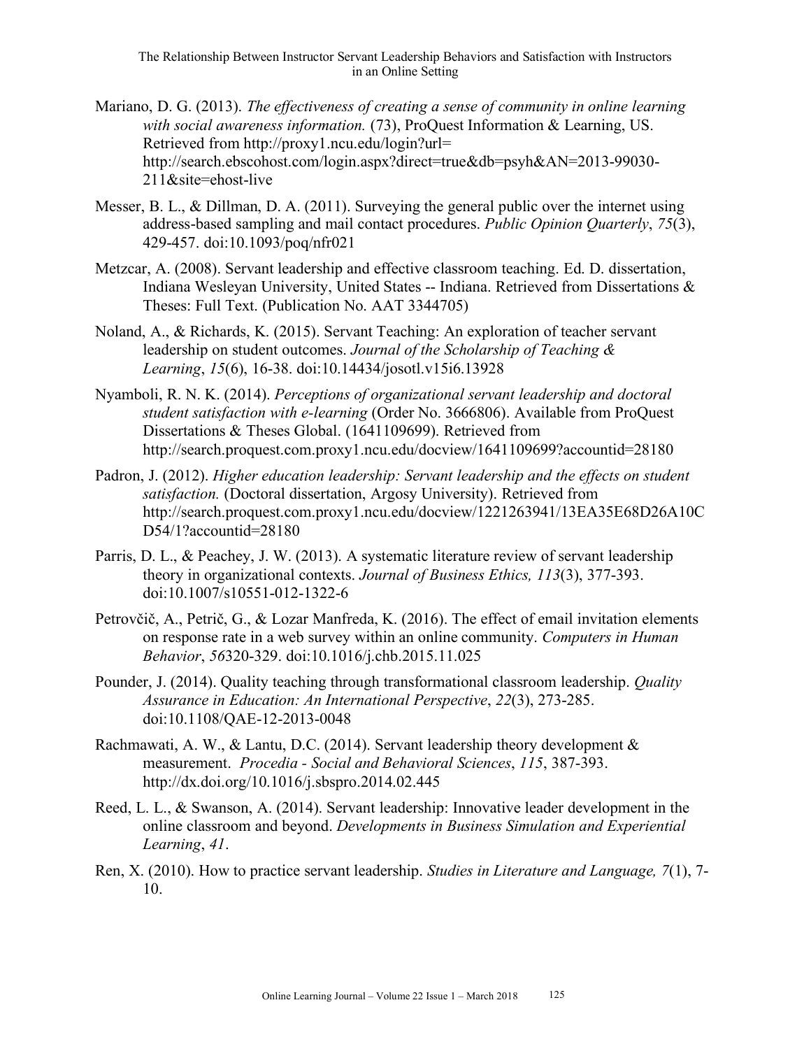Mariano, D. G. (2013). *The effectiveness of creating a sense of community in online learning with social awareness information.* (73), ProQuest Information & Learning, US. Retrieved from http://proxy1.ncu.edu/login?url= http://search.ebscohost.com/login.aspx?direct=true&db=psyh&AN=2013-99030-211&site=ehost-live

Messer, B. L., & Dillman, D. A. (2011). Surveying the general public over the internet using address-based sampling and mail contact procedures. *Public Opinion Quarterly*, *75*(3), 429-457. doi:10.1093/poq/nfr021

Metzcar, A. (2008). Servant leadership and effective classroom teaching. Ed. D. dissertation, Indiana Wesleyan University, United States -- Indiana. Retrieved from Dissertations & Theses: Full Text. (Publication No. AAT 3344705)

Noland, A., & Richards, K. (2015). Servant Teaching: An exploration of teacher servant leadership on student outcomes. *Journal of the Scholarship of Teaching & Learning*, *15*(6), 16-38. doi:10.14434/josotl.v15i6.13928

Nyamboli, R. N. K. (2014). *Perceptions of organizational servant leadership and doctoral student satisfaction with e-learning* (Order No. 3666806). Available from ProQuest Dissertations & Theses Global. (1641109699). Retrieved from http://search.proquest.com.proxy1.ncu.edu/docview/1641109699?accountid=28180

Padron, J. (2012). *Higher education leadership: Servant leadership and the effects on student satisfaction.* (Doctoral dissertation, Argosy University). Retrieved from http://search.proquest.com.proxy1.ncu.edu/docview/1221263941/13EA35E68D26A10CD54/1?accountid=28180

Parris, D. L., & Peachey, J. W. (2013). A systematic literature review of servant leadership theory in organizational contexts. *Journal of Business Ethics, 113*(3), 377-393. doi:10.1007/s10551-012-1322-6

Petrovčič, A., Petrič, G., & Lozar Manfreda, K. (2016). The effect of email invitation elements on response rate in a web survey within an online community. *Computers in Human Behavior*, *56*320-329. doi:10.1016/j.chb.2015.11.025

Pounder, J. (2014). Quality teaching through transformational classroom leadership. *Quality Assurance in Education: An International Perspective*, *22*(3), 273-285. doi:10.1108/QAE-12-2013-0048

Rachmawati, A. W., & Lantu, D.C. (2014). Servant leadership theory development & measurement. *Procedia - Social and Behavioral Sciences*, *115*, 387-393. http://dx.doi.org/10.1016/j.sbspro.2014.02.445

Reed, L. L., & Swanson, A. (2014). Servant leadership: Innovative leader development in the online classroom and beyond. *Developments in Business Simulation and Experiential Learning*, *41*.

Ren, X. (2010). How to practice servant leadership. *Studies in Literature and Language, 7*(1), 7-10.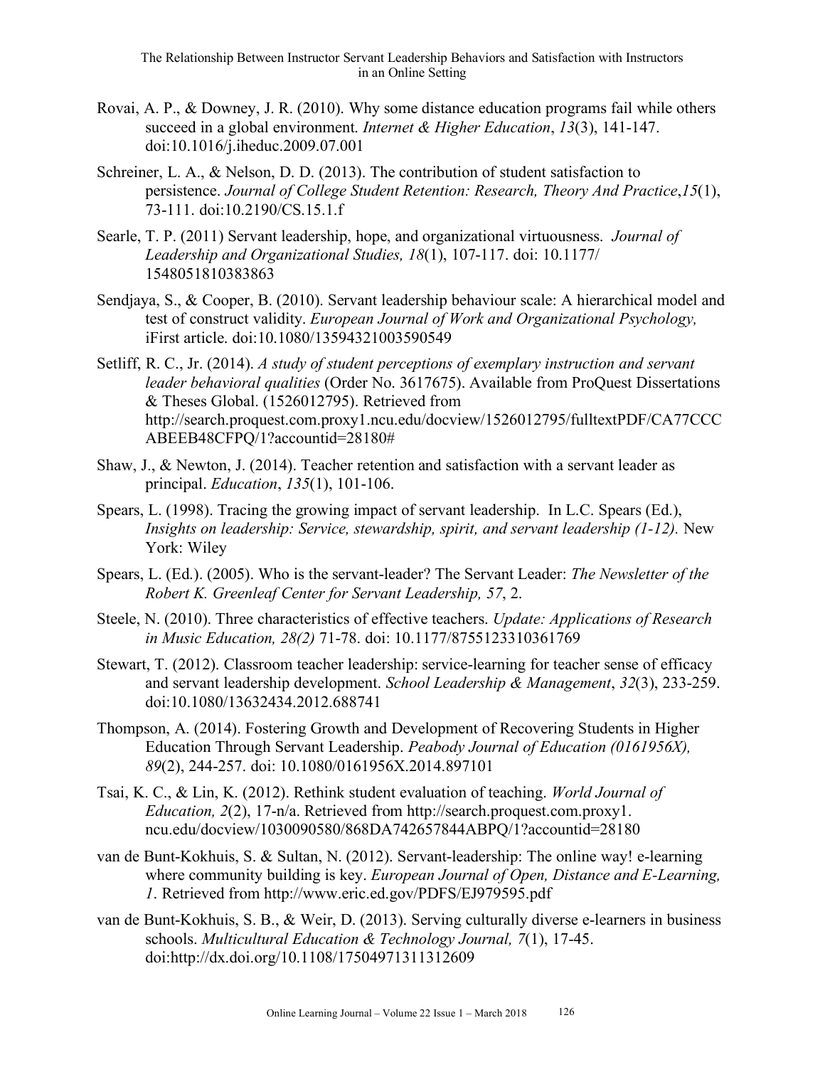Rovai, A. P., & Downey, J. R. (2010). Why some distance education programs fail while others succeed in a global environment. *Internet & Higher Education*, *13*(3), 141-147. doi:10.1016/j.iheduc.2009.07.001

Schreiner, L. A., & Nelson, D. D. (2013). The contribution of student satisfaction to persistence. *Journal of College Student Retention: Research, Theory And Practice*,*15*(1), 73-111. doi:10.2190/CS.15.1.f

Searle, T. P. (2011) Servant leadership, hope, and organizational virtuousness. *Journal of Leadership and Organizational Studies, 18*(1), 107-117. doi: 10.1177/1548051810383863

Sendjaya, S., & Cooper, B. (2010). Servant leadership behaviour scale: A hierarchical model and test of construct validity. *European Journal of Work and Organizational Psychology,* iFirst article. doi:10.1080/13594321003590549

Setliff, R. C., Jr. (2014). *A study of student perceptions of exemplary instruction and servant leader behavioral qualities* (Order No. 3617675). Available from ProQuest Dissertations & Theses Global. (1526012795). Retrieved from http://search.proquest.com.proxy1.ncu.edu/docview/1526012795/fulltextPDF/CA77CCCABEEB48CFPQ/1?accountid=28180#

Shaw, J., & Newton, J. (2014). Teacher retention and satisfaction with a servant leader as principal. *Education*, *135*(1), 101-106.

Spears, L. (1998). Tracing the growing impact of servant leadership. In L.C. Spears (Ed.), *Insights on leadership: Service, stewardship, spirit, and servant leadership (1-12).* New York: Wiley

Spears, L. (Ed.). (2005). Who is the servant-leader? The Servant Leader: *The Newsletter of the Robert K. Greenleaf Center for Servant Leadership, 57*, 2.

Steele, N. (2010). Three characteristics of effective teachers. *Update: Applications of Research in Music Education, 28(2)* 71-78. doi: 10.1177/8755123310361769

Stewart, T. (2012). Classroom teacher leadership: service-learning for teacher sense of efficacy and servant leadership development. *School Leadership & Management*, *32*(3), 233-259. doi:10.1080/13632434.2012.688741

Thompson, A. (2014). Fostering Growth and Development of Recovering Students in Higher Education Through Servant Leadership. *Peabody Journal of Education (0161956X), 89*(2), 244-257. doi: 10.1080/0161956X.2014.897101

Tsai, K. C., & Lin, K. (2012). Rethink student evaluation of teaching. *World Journal of Education, 2*(2), 17-n/a. Retrieved from http://search.proquest.com.proxy1.ncu.edu/docview/1030090580/868DA742657844ABPQ/1?accountid=28180

van de Bunt-Kokhuis, S. & Sultan, N. (2012). Servant-leadership: The online way! e-learning where community building is key. *European Journal of Open, Distance and E-Learning, 1*. Retrieved from http://www.eric.ed.gov/PDFS/EJ979595.pdf

van de Bunt-Kokhuis, S. B., & Weir, D. (2013). Serving culturally diverse e-learners in business schools. *Multicultural Education & Technology Journal, 7*(1), 17-45. doi:http://dx.doi.org/10.1108/17504971311312609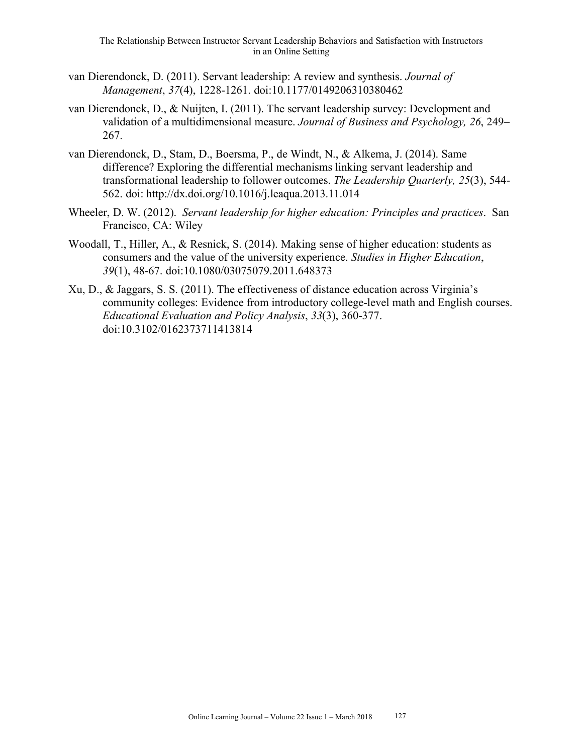van Dierendonck, D. (2011). Servant leadership: A review and synthesis. *Journal of Management*, *37*(4), 1228-1261. doi:10.1177/0149206310380462

van Dierendonck, D., & Nuijten, I. (2011). The servant leadership survey: Development and validation of a multidimensional measure. *Journal of Business and Psychology, 26*, 249–267.

van Dierendonck, D., Stam, D., Boersma, P., de Windt, N., & Alkema, J. (2014). Same difference? Exploring the differential mechanisms linking servant leadership and transformational leadership to follower outcomes. *The Leadership Quarterly, 25*(3), 544-562. doi: http://dx.doi.org/10.1016/j.leaqua.2013.11.014

Wheeler, D. W. (2012). *Servant leadership for higher education: Principles and practices*. San Francisco, CA: Wiley

Woodall, T., Hiller, A., & Resnick, S. (2014). Making sense of higher education: students as consumers and the value of the university experience. *Studies in Higher Education*, *39*(1), 48-67. doi:10.1080/03075079.2011.648373

Xu, D., & Jaggars, S. S. (2011). The effectiveness of distance education across Virginia's community colleges: Evidence from introductory college-level math and English courses. *Educational Evaluation and Policy Analysis*, *33*(3), 360-377. doi:10.3102/0162373711413814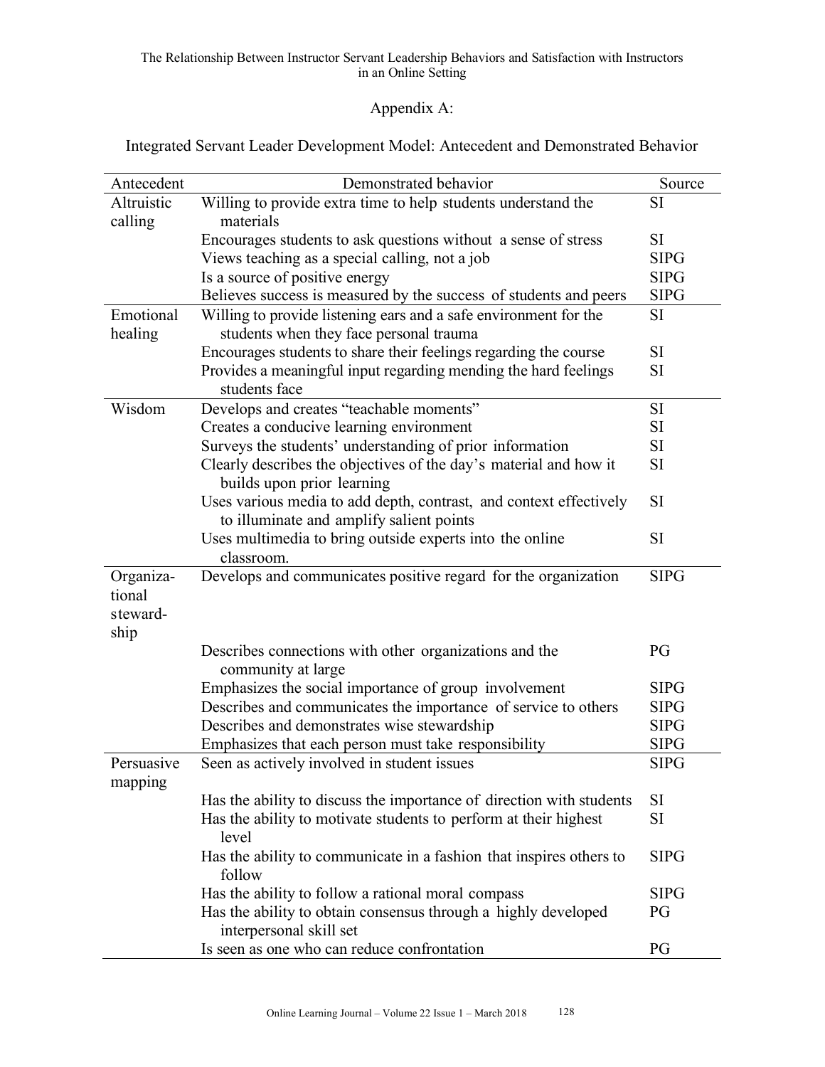## Appendix A:

Integrated Servant Leader Development Model: Antecedent and Demonstrated Behavior

| Antecedent | Demonstrated behavior | Source |
|---|---|---|
| Altruistic calling | Willing to provide extra time to help students understand the materials | SI |
| | Encourages students to ask questions without a sense of stress | SI |
| | Views teaching as a special calling, not a job | SIPG |
| | Is a source of positive energy | SIPG |
| | Believes success is measured by the success of students and peers | SIPG |
| Emotional healing | Willing to provide listening ears and a safe environment for the students when they face personal trauma | SI |
| | Encourages students to share their feelings regarding the course | SI |
| | Provides a meaningful input regarding mending the hard feelings students face | SI |
| Wisdom | Develops and creates "teachable moments" | SI |
| | Creates a conducive learning environment | SI |
| | Surveys the students' understanding of prior information | SI |
| | Clearly describes the objectives of the day's material and how it builds upon prior learning | SI |
| | Uses various media to add depth, contrast, and context effectively to illuminate and amplify salient points | SI |
| | Uses multimedia to bring outside experts into the online classroom. | SI |
| Organizational stewardship | Develops and communicates positive regard for the organization | SIPG |
| | Describes connections with other organizations and the community at large | PG |
| | Emphasizes the social importance of group involvement | SIPG |
| | Describes and communicates the importance of service to others | SIPG |
| | Describes and demonstrates wise stewardship | SIPG |
| | Emphasizes that each person must take responsibility | SIPG |
| Persuasive mapping | Seen as actively involved in student issues | SIPG |
| | Has the ability to discuss the importance of direction with students | SI |
| | Has the ability to motivate students to perform at their highest level | SI |
| | Has the ability to communicate in a fashion that inspires others to follow | SIPG |
| | Has the ability to follow a rational moral compass | SIPG |
| | Has the ability to obtain consensus through a highly developed interpersonal skill set | PG |
| | Is seen as one who can reduce confrontation | PG |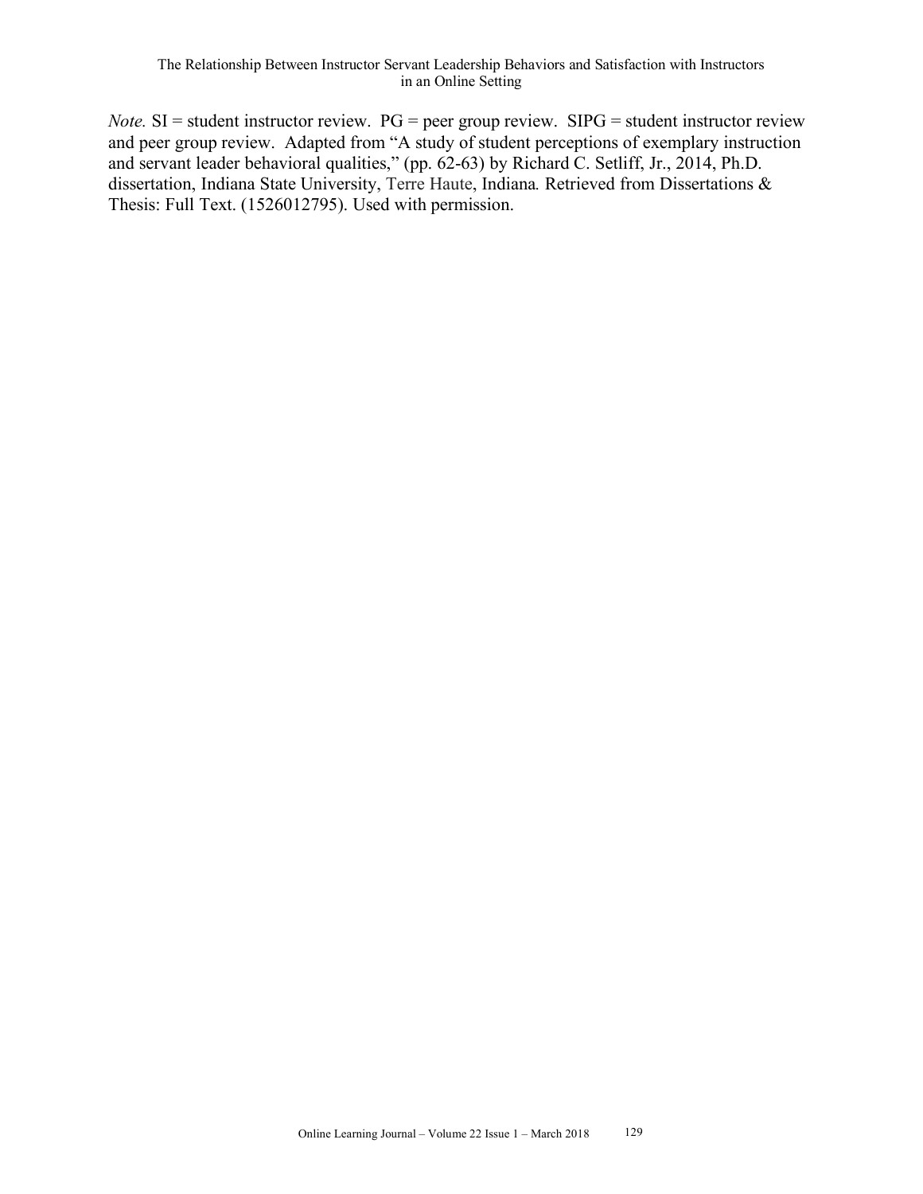*Note.* SI = student instructor review. PG = peer group review. SIPG = student instructor review and peer group review. Adapted from "A study of student perceptions of exemplary instruction and servant leader behavioral qualities," (pp. 62-63) by Richard C. Setliff, Jr., 2014, Ph.D. dissertation, Indiana State University, Terre Haute, Indiana. Retrieved from Dissertations & Thesis: Full Text. (1526012795). Used with permission.